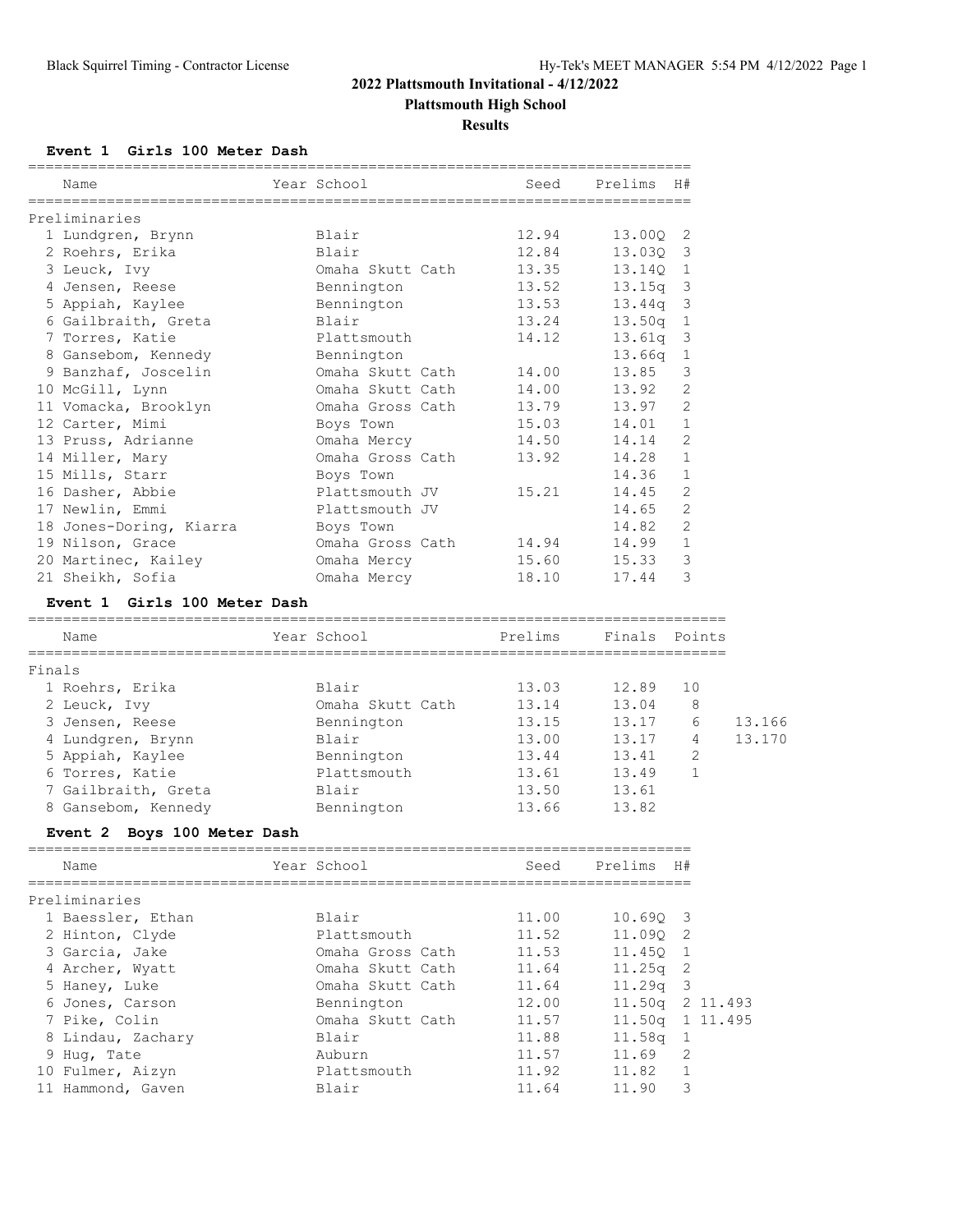## 2022 Plattsmouth Invitational - 4/12/2022

### Plattsmouth High School

### Results

#### Event 1 Girls 100 Meter Dash

**Preliminaries**

| | Name | Year School | Seed | Prelims | H# |
|---|---|---|---|---|---|
| 1 | Lundgren, Brynn | Blair | 12.94 | 13.00Q | 2 |
| 2 | Roehrs, Erika | Blair | 12.84 | 13.03Q | 3 |
| 3 | Leuck, Ivy | Omaha Skutt Cath | 13.35 | 13.14Q | 1 |
| 4 | Jensen, Reese | Bennington | 13.52 | 13.15q | 3 |
| 5 | Appiah, Kaylee | Bennington | 13.53 | 13.44q | 3 |
| 6 | Gailbraith, Greta | Blair | 13.24 | 13.50q | 1 |
| 7 | Torres, Katie | Plattsmouth | 14.12 | 13.61q | 3 |
| 8 | Gansebom, Kennedy | Bennington | | 13.66q | 1 |
| 9 | Banzhaf, Joscelin | Omaha Skutt Cath | 14.00 | 13.85 | 3 |
| 10 | McGill, Lynn | Omaha Skutt Cath | 14.00 | 13.92 | 2 |
| 11 | Vomacka, Brooklyn | Omaha Gross Cath | 13.79 | 13.97 | 2 |
| 12 | Carter, Mimi | Boys Town | 15.03 | 14.01 | 1 |
| 13 | Pruss, Adrianne | Omaha Mercy | 14.50 | 14.14 | 2 |
| 14 | Miller, Mary | Omaha Gross Cath | 13.92 | 14.28 | 1 |
| 15 | Mills, Starr | Boys Town | | 14.36 | 1 |
| 16 | Dasher, Abbie | Plattsmouth JV | 15.21 | 14.45 | 2 |
| 17 | Newlin, Emmi | Plattsmouth JV | | 14.65 | 2 |
| 18 | Jones-Doring, Kiarra | Boys Town | | 14.82 | 2 |
| 19 | Nilson, Grace | Omaha Gross Cath | 14.94 | 14.99 | 1 |
| 20 | Martinec, Kailey | Omaha Mercy | 15.60 | 15.33 | 3 |
| 21 | Sheikh, Sofia | Omaha Mercy | 18.10 | 17.44 | 3 |

#### Event 1 Girls 100 Meter Dash

**Finals**

| | Name | Year School | Prelims | Finals | Points | |
|---|---|---|---|---|---|---|
| 1 | Roehrs, Erika | Blair | 13.03 | 12.89 | 10 | |
| 2 | Leuck, Ivy | Omaha Skutt Cath | 13.14 | 13.04 | 8 | |
| 3 | Jensen, Reese | Bennington | 13.15 | 13.17 | 6 | 13.166 |
| 4 | Lundgren, Brynn | Blair | 13.00 | 13.17 | 4 | 13.170 |
| 5 | Appiah, Kaylee | Bennington | 13.44 | 13.41 | 2 | |
| 6 | Torres, Katie | Plattsmouth | 13.61 | 13.49 | 1 | |
| 7 | Gailbraith, Greta | Blair | 13.50 | 13.61 | | |
| 8 | Gansebom, Kennedy | Bennington | 13.66 | 13.82 | | |

#### Event 2 Boys 100 Meter Dash

**Preliminaries**

| | Name | Year School | Seed | Prelims | H# | |
|---|---|---|---|---|---|---|
| 1 | Baessler, Ethan | Blair | 11.00 | 10.69Q | 3 | |
| 2 | Hinton, Clyde | Plattsmouth | 11.52 | 11.09Q | 2 | |
| 3 | Garcia, Jake | Omaha Gross Cath | 11.53 | 11.45Q | 1 | |
| 4 | Archer, Wyatt | Omaha Skutt Cath | 11.64 | 11.25q | 2 | |
| 5 | Haney, Luke | Omaha Skutt Cath | 11.64 | 11.29q | 3 | |
| 6 | Jones, Carson | Bennington | 12.00 | 11.50q | 2 | 11.493 |
| 7 | Pike, Colin | Omaha Skutt Cath | 11.57 | 11.50q | 1 | 11.495 |
| 8 | Lindau, Zachary | Blair | 11.88 | 11.58q | 1 | |
| 9 | Hug, Tate | Auburn | 11.57 | 11.69 | 2 | |
| 10 | Fulmer, Aizyn | Plattsmouth | 11.92 | 11.82 | 1 | |
| 11 | Hammond, Gaven | Blair | 11.64 | 11.90 | 3 | |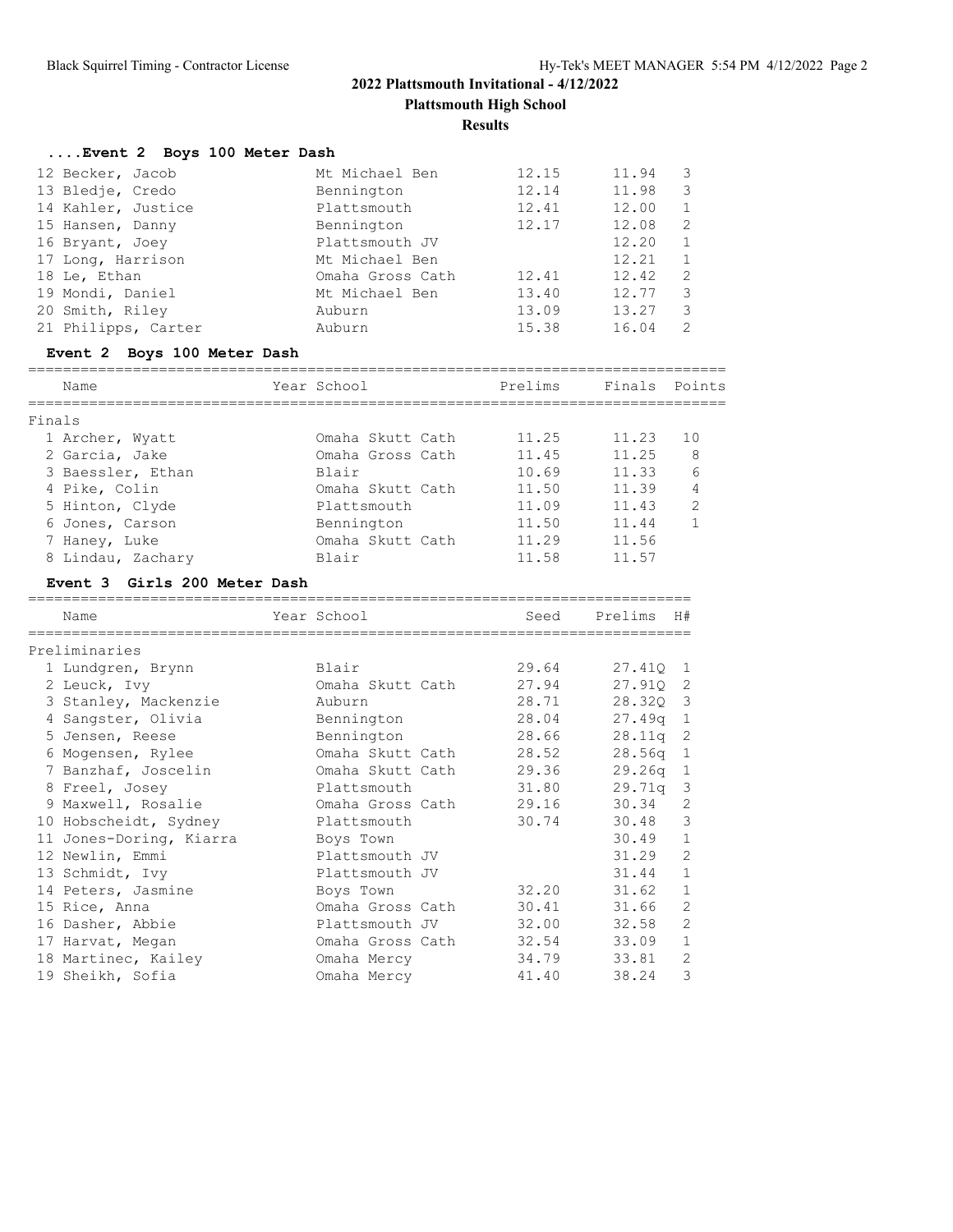## 2022 Plattsmouth Invitational - 4/12/2022

**Plattsmouth High School**

**Results**

### ....Event 2 Boys 100 Meter Dash

| Place | Name | Year | School | Seed | Prelims | H# |
|---|---|---|---|---|---|---|
| 12 | Becker, Jacob | | Mt Michael Ben | 12.15 | 11.94 | 3 |
| 13 | Bledje, Credo | | Bennington | 12.14 | 11.98 | 3 |
| 14 | Kahler, Justice | | Plattsmouth | 12.41 | 12.00 | 1 |
| 15 | Hansen, Danny | | Bennington | 12.17 | 12.08 | 2 |
| 16 | Bryant, Joey | | Plattsmouth JV | | 12.20 | 1 |
| 17 | Long, Harrison | | Mt Michael Ben | | 12.21 | 1 |
| 18 | Le, Ethan | | Omaha Gross Cath | 12.41 | 12.42 | 2 |
| 19 | Mondi, Daniel | | Mt Michael Ben | 13.40 | 12.77 | 3 |
| 20 | Smith, Riley | | Auburn | 13.09 | 13.27 | 3 |
| 21 | Philipps, Carter | | Auburn | 15.38 | 16.04 | 2 |

### Event 2 Boys 100 Meter Dash

| Place | Name | Year | School | Prelims | Finals | Points |
|---|---|---|---|---|---|---|
| **Finals** | | | | | | |
| 1 | Archer, Wyatt | | Omaha Skutt Cath | 11.25 | 11.23 | 10 |
| 2 | Garcia, Jake | | Omaha Gross Cath | 11.45 | 11.25 | 8 |
| 3 | Baessler, Ethan | | Blair | 10.69 | 11.33 | 6 |
| 4 | Pike, Colin | | Omaha Skutt Cath | 11.50 | 11.39 | 4 |
| 5 | Hinton, Clyde | | Plattsmouth | 11.09 | 11.43 | 2 |
| 6 | Jones, Carson | | Bennington | 11.50 | 11.44 | 1 |
| 7 | Haney, Luke | | Omaha Skutt Cath | 11.29 | 11.56 | |
| 8 | Lindau, Zachary | | Blair | 11.58 | 11.57 | |

### Event 3 Girls 200 Meter Dash

| Place | Name | Year | School | Seed | Prelims | H# |
|---|---|---|---|---|---|---|
| **Preliminaries** | | | | | | |
| 1 | Lundgren, Brynn | | Blair | 29.64 | 27.41Q | 1 |
| 2 | Leuck, Ivy | | Omaha Skutt Cath | 27.94 | 27.91Q | 2 |
| 3 | Stanley, Mackenzie | | Auburn | 28.71 | 28.32Q | 3 |
| 4 | Sangster, Olivia | | Bennington | 28.04 | 27.49q | 1 |
| 5 | Jensen, Reese | | Bennington | 28.66 | 28.11q | 2 |
| 6 | Mogensen, Rylee | | Omaha Skutt Cath | 28.52 | 28.56q | 1 |
| 7 | Banzhaf, Joscelin | | Omaha Skutt Cath | 29.36 | 29.26q | 1 |
| 8 | Freel, Josey | | Plattsmouth | 31.80 | 29.71q | 3 |
| 9 | Maxwell, Rosalie | | Omaha Gross Cath | 29.16 | 30.34 | 2 |
| 10 | Hobscheidt, Sydney | | Plattsmouth | 30.74 | 30.48 | 3 |
| 11 | Jones-Doring, Kiarra | | Boys Town | | 30.49 | 1 |
| 12 | Newlin, Emmi | | Plattsmouth JV | | 31.29 | 2 |
| 13 | Schmidt, Ivy | | Plattsmouth JV | | 31.44 | 1 |
| 14 | Peters, Jasmine | | Boys Town | 32.20 | 31.62 | 1 |
| 15 | Rice, Anna | | Omaha Gross Cath | 30.41 | 31.66 | 2 |
| 16 | Dasher, Abbie | | Plattsmouth JV | 32.00 | 32.58 | 2 |
| 17 | Harvat, Megan | | Omaha Gross Cath | 32.54 | 33.09 | 1 |
| 18 | Martinec, Kailey | | Omaha Mercy | 34.79 | 33.81 | 2 |
| 19 | Sheikh, Sofia | | Omaha Mercy | 41.40 | 38.24 | 3 |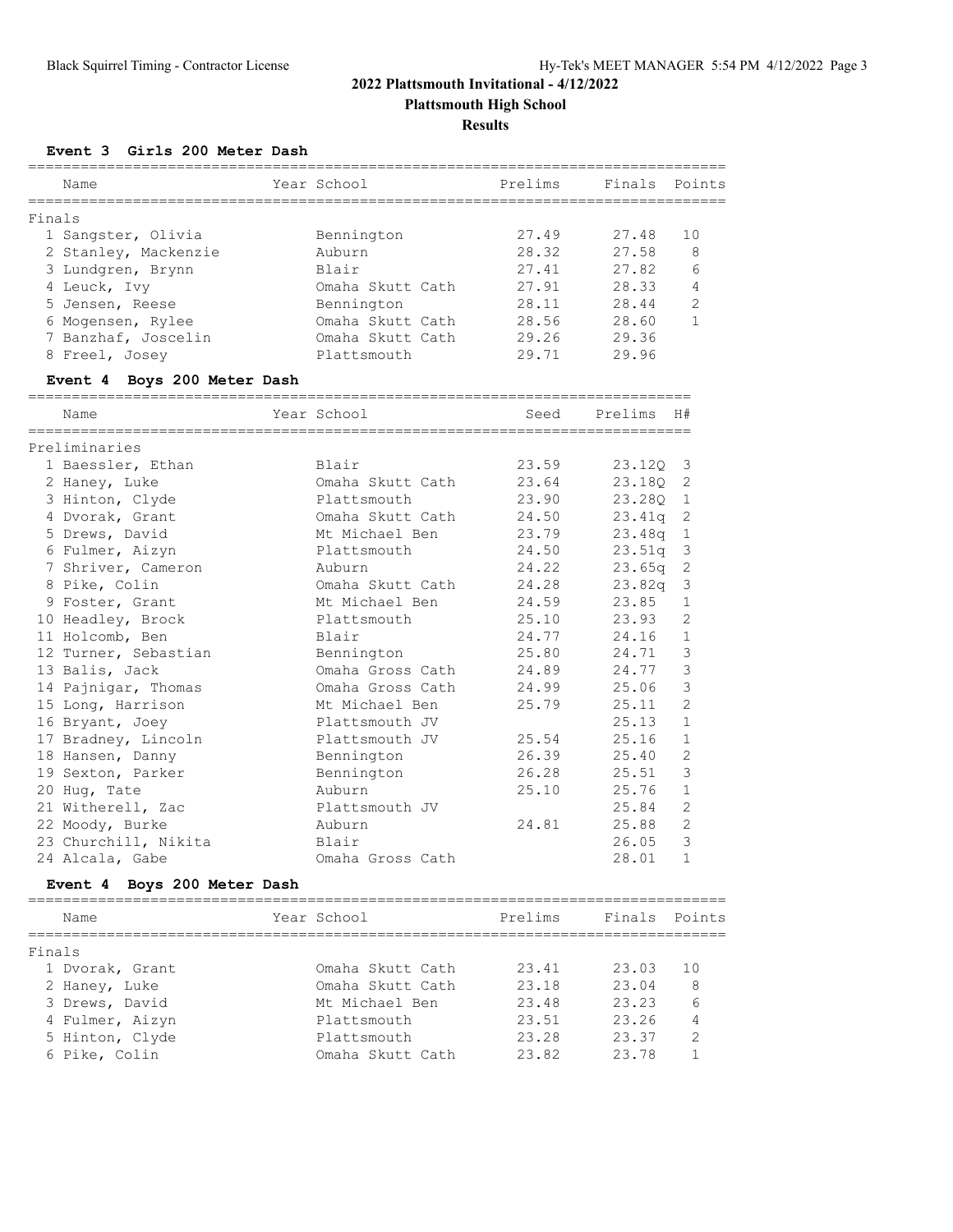# 2022 Plattsmouth Invitational - 4/12/2022

**Plattsmouth High School**

**Results**

### Event 3 Girls 200 Meter Dash

| | Name | Year | School | Prelims | Finals | Points |
|---|---|---|---|---|---|---|
| **Finals** | | | | | | |
| 1 | Sangster, Olivia | | Bennington | 27.49 | 27.48 | 10 |
| 2 | Stanley, Mackenzie | | Auburn | 28.32 | 27.58 | 8 |
| 3 | Lundgren, Brynn | | Blair | 27.41 | 27.82 | 6 |
| 4 | Leuck, Ivy | | Omaha Skutt Cath | 27.91 | 28.33 | 4 |
| 5 | Jensen, Reese | | Bennington | 28.11 | 28.44 | 2 |
| 6 | Mogensen, Rylee | | Omaha Skutt Cath | 28.56 | 28.60 | 1 |
| 7 | Banzhaf, Joscelin | | Omaha Skutt Cath | 29.26 | 29.36 | |
| 8 | Freel, Josey | | Plattsmouth | 29.71 | 29.96 | |

### Event 4 Boys 200 Meter Dash

| | Name | Year | School | Seed | Prelims | H# |
|---|---|---|---|---|---|---|
| **Preliminaries** | | | | | | |
| 1 | Baessler, Ethan | | Blair | 23.59 | 23.12Q | 3 |
| 2 | Haney, Luke | | Omaha Skutt Cath | 23.64 | 23.18Q | 2 |
| 3 | Hinton, Clyde | | Plattsmouth | 23.90 | 23.28Q | 1 |
| 4 | Dvorak, Grant | | Omaha Skutt Cath | 24.50 | 23.41q | 2 |
| 5 | Drews, David | | Mt Michael Ben | 23.79 | 23.48q | 1 |
| 6 | Fulmer, Aizyn | | Plattsmouth | 24.50 | 23.51q | 3 |
| 7 | Shriver, Cameron | | Auburn | 24.22 | 23.65q | 2 |
| 8 | Pike, Colin | | Omaha Skutt Cath | 24.28 | 23.82q | 3 |
| 9 | Foster, Grant | | Mt Michael Ben | 24.59 | 23.85 | 1 |
| 10 | Headley, Brock | | Plattsmouth | 25.10 | 23.93 | 2 |
| 11 | Holcomb, Ben | | Blair | 24.77 | 24.16 | 1 |
| 12 | Turner, Sebastian | | Bennington | 25.80 | 24.71 | 3 |
| 13 | Balis, Jack | | Omaha Gross Cath | 24.89 | 24.77 | 3 |
| 14 | Pajnigar, Thomas | | Omaha Gross Cath | 24.99 | 25.06 | 3 |
| 15 | Long, Harrison | | Mt Michael Ben | 25.79 | 25.11 | 2 |
| 16 | Bryant, Joey | | Plattsmouth JV | | 25.13 | 1 |
| 17 | Bradney, Lincoln | | Plattsmouth JV | 25.54 | 25.16 | 1 |
| 18 | Hansen, Danny | | Bennington | 26.39 | 25.40 | 2 |
| 19 | Sexton, Parker | | Bennington | 26.28 | 25.51 | 3 |
| 20 | Hug, Tate | | Auburn | 25.10 | 25.76 | 1 |
| 21 | Witherell, Zac | | Plattsmouth JV | | 25.84 | 2 |
| 22 | Moody, Burke | | Auburn | 24.81 | 25.88 | 2 |
| 23 | Churchill, Nikita | | Blair | | 26.05 | 3 |
| 24 | Alcala, Gabe | | Omaha Gross Cath | | 28.01 | 1 |

### Event 4 Boys 200 Meter Dash

| | Name | Year | School | Prelims | Finals | Points |
|---|---|---|---|---|---|---|
| **Finals** | | | | | | |
| 1 | Dvorak, Grant | | Omaha Skutt Cath | 23.41 | 23.03 | 10 |
| 2 | Haney, Luke | | Omaha Skutt Cath | 23.18 | 23.04 | 8 |
| 3 | Drews, David | | Mt Michael Ben | 23.48 | 23.23 | 6 |
| 4 | Fulmer, Aizyn | | Plattsmouth | 23.51 | 23.26 | 4 |
| 5 | Hinton, Clyde | | Plattsmouth | 23.28 | 23.37 | 2 |
| 6 | Pike, Colin | | Omaha Skutt Cath | 23.82 | 23.78 | 1 |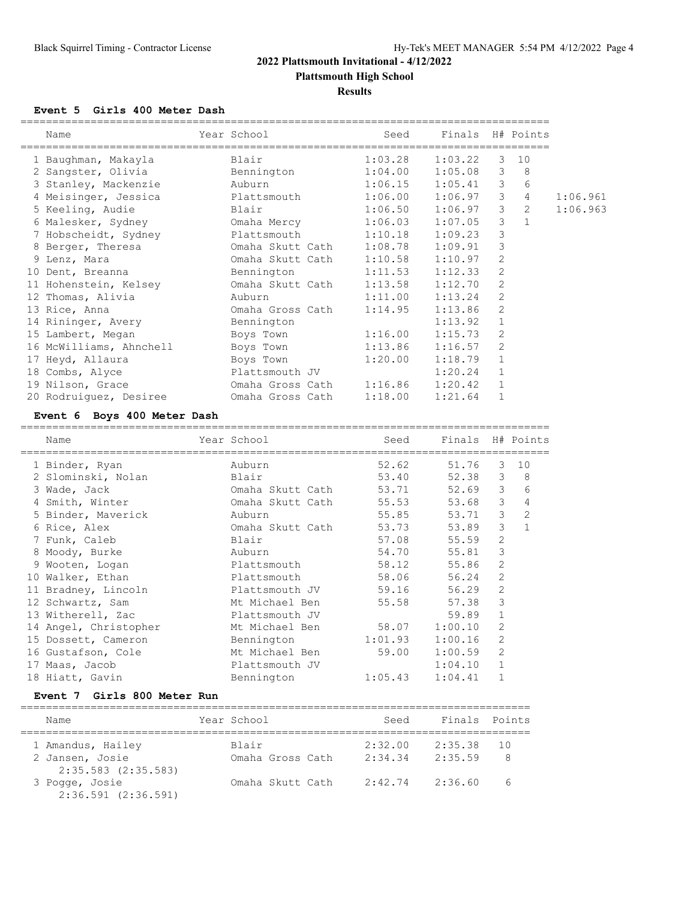## 2022 Plattsmouth Invitational - 4/12/2022

**Plattsmouth High School**

**Results**

### Event 5 Girls 400 Meter Dash

| | Name | Year | School | Seed | Finals | H# | Points | |
|---|---|---|---|---|---|---|---|---|
| 1 | Baughman, Makayla | | Blair | 1:03.28 | 1:03.22 | 3 | 10 | |
| 2 | Sangster, Olivia | | Bennington | 1:04.00 | 1:05.08 | 3 | 8 | |
| 3 | Stanley, Mackenzie | | Auburn | 1:06.15 | 1:05.41 | 3 | 6 | |
| 4 | Meisinger, Jessica | | Plattsmouth | 1:06.00 | 1:06.97 | 3 | 4 | 1:06.961 |
| 5 | Keeling, Audie | | Blair | 1:06.50 | 1:06.97 | 3 | 2 | 1:06.963 |
| 6 | Malesker, Sydney | | Omaha Mercy | 1:06.03 | 1:07.05 | 3 | 1 | |
| 7 | Hobscheidt, Sydney | | Plattsmouth | 1:10.18 | 1:09.23 | 3 | | |
| 8 | Berger, Theresa | | Omaha Skutt Cath | 1:08.78 | 1:09.91 | 3 | | |
| 9 | Lenz, Mara | | Omaha Skutt Cath | 1:10.58 | 1:10.97 | 2 | | |
| 10 | Dent, Breanna | | Bennington | 1:11.53 | 1:12.33 | 2 | | |
| 11 | Hohenstein, Kelsey | | Omaha Skutt Cath | 1:13.58 | 1:12.70 | 2 | | |
| 12 | Thomas, Alivia | | Auburn | 1:11.00 | 1:13.24 | 2 | | |
| 13 | Rice, Anna | | Omaha Gross Cath | 1:14.95 | 1:13.86 | 2 | | |
| 14 | Rininger, Avery | | Bennington | | 1:13.92 | 1 | | |
| 15 | Lambert, Megan | | Boys Town | 1:16.00 | 1:15.73 | 2 | | |
| 16 | McWilliams, Ahnchell | | Boys Town | 1:13.86 | 1:16.57 | 2 | | |
| 17 | Heyd, Allaura | | Boys Town | 1:20.00 | 1:18.79 | 1 | | |
| 18 | Combs, Alyce | | Plattsmouth JV | | 1:20.24 | 1 | | |
| 19 | Nilson, Grace | | Omaha Gross Cath | 1:16.86 | 1:20.42 | 1 | | |
| 20 | Rodriguez, Desiree | | Omaha Gross Cath | 1:18.00 | 1:21.64 | 1 | | |

### Event 6 Boys 400 Meter Dash

| | Name | Year | School | Seed | Finals | H# | Points |
|---|---|---|---|---|---|---|---|
| 1 | Binder, Ryan | | Auburn | 52.62 | 51.76 | 3 | 10 |
| 2 | Slominski, Nolan | | Blair | 53.40 | 52.38 | 3 | 8 |
| 3 | Wade, Jack | | Omaha Skutt Cath | 53.71 | 52.69 | 3 | 6 |
| 4 | Smith, Winter | | Omaha Skutt Cath | 55.53 | 53.68 | 3 | 4 |
| 5 | Binder, Maverick | | Auburn | 55.85 | 53.71 | 3 | 2 |
| 6 | Rice, Alex | | Omaha Skutt Cath | 53.73 | 53.89 | 3 | 1 |
| 7 | Funk, Caleb | | Blair | 57.08 | 55.59 | 2 | |
| 8 | Moody, Burke | | Auburn | 54.70 | 55.81 | 3 | |
| 9 | Wooten, Logan | | Plattsmouth | 58.12 | 55.86 | 2 | |
| 10 | Walker, Ethan | | Plattsmouth | 58.06 | 56.24 | 2 | |
| 11 | Bradney, Lincoln | | Plattsmouth JV | 59.16 | 56.29 | 2 | |
| 12 | Schwartz, Sam | | Mt Michael Ben | 55.58 | 57.38 | 3 | |
| 13 | Witherell, Zac | | Plattsmouth JV | | 59.89 | 1 | |
| 14 | Angel, Christopher | | Mt Michael Ben | 58.07 | 1:00.10 | 2 | |
| 15 | Dossett, Cameron | | Bennington | 1:01.93 | 1:00.16 | 2 | |
| 16 | Gustafson, Cole | | Mt Michael Ben | 59.00 | 1:00.59 | 2 | |
| 17 | Maas, Jacob | | Plattsmouth JV | | 1:04.10 | 1 | |
| 18 | Hiatt, Gavin | | Bennington | 1:05.43 | 1:04.41 | 1 | |

### Event 7 Girls 800 Meter Run

| | Name | Year | School | Seed | Finals | Points |
|---|---|---|---|---|---|---|
| 1 | Amandus, Hailey | | Blair | 2:32.00 | 2:35.38 | 10 |
| 2 | Jansen, Josie | | Omaha Gross Cath | 2:34.34 | 2:35.59 | 8 |
| | 2:35.583 (2:35.583) | | | | | |
| 3 | Pogge, Josie | | Omaha Skutt Cath | 2:42.74 | 2:36.60 | 6 |
| | 2:36.591 (2:36.591) | | | | | |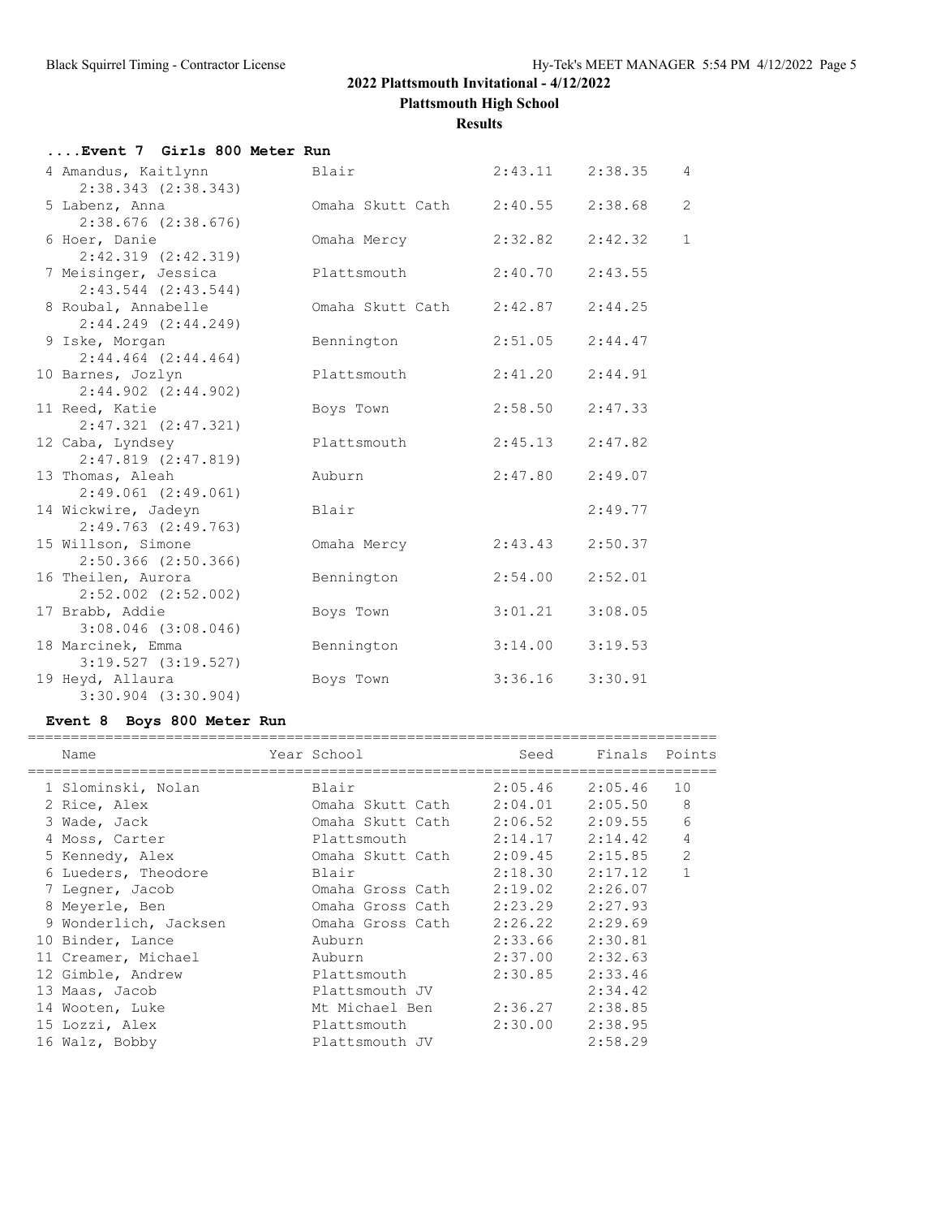## 2022 Plattsmouth Invitational - 4/12/2022

**Plattsmouth High School**

**Results**

### ....Event 7 Girls 800 Meter Run

| Name | Year School | Seed | Finals | Points |
|---|---|---|---|---|
| 4 Amandus, Kaitlynn | Blair | 2:43.11 | 2:38.35 | 4 |
| 2:38.343 (2:38.343) | | | | |
| 5 Labenz, Anna | Omaha Skutt Cath | 2:40.55 | 2:38.68 | 2 |
| 2:38.676 (2:38.676) | | | | |
| 6 Hoer, Danie | Omaha Mercy | 2:32.82 | 2:42.32 | 1 |
| 2:42.319 (2:42.319) | | | | |
| 7 Meisinger, Jessica | Plattsmouth | 2:40.70 | 2:43.55 | |
| 2:43.544 (2:43.544) | | | | |
| 8 Roubal, Annabelle | Omaha Skutt Cath | 2:42.87 | 2:44.25 | |
| 2:44.249 (2:44.249) | | | | |
| 9 Iske, Morgan | Bennington | 2:51.05 | 2:44.47 | |
| 2:44.464 (2:44.464) | | | | |
| 10 Barnes, Jozlyn | Plattsmouth | 2:41.20 | 2:44.91 | |
| 2:44.902 (2:44.902) | | | | |
| 11 Reed, Katie | Boys Town | 2:58.50 | 2:47.33 | |
| 2:47.321 (2:47.321) | | | | |
| 12 Caba, Lyndsey | Plattsmouth | 2:45.13 | 2:47.82 | |
| 2:47.819 (2:47.819) | | | | |
| 13 Thomas, Aleah | Auburn | 2:47.80 | 2:49.07 | |
| 2:49.061 (2:49.061) | | | | |
| 14 Wickwire, Jadeyn | Blair | | 2:49.77 | |
| 2:49.763 (2:49.763) | | | | |
| 15 Willson, Simone | Omaha Mercy | 2:43.43 | 2:50.37 | |
| 2:50.366 (2:50.366) | | | | |
| 16 Theilen, Aurora | Bennington | 2:54.00 | 2:52.01 | |
| 2:52.002 (2:52.002) | | | | |
| 17 Brabb, Addie | Boys Town | 3:01.21 | 3:08.05 | |
| 3:08.046 (3:08.046) | | | | |
| 18 Marcinek, Emma | Bennington | 3:14.00 | 3:19.53 | |
| 3:19.527 (3:19.527) | | | | |
| 19 Heyd, Allaura | Boys Town | 3:36.16 | 3:30.91 | |
| 3:30.904 (3:30.904) | | | | |

### Event 8 Boys 800 Meter Run

| Name | Year School | Seed | Finals | Points |
|---|---|---|---|---|
| 1 Slominski, Nolan | Blair | 2:05.46 | 2:05.46 | 10 |
| 2 Rice, Alex | Omaha Skutt Cath | 2:04.01 | 2:05.50 | 8 |
| 3 Wade, Jack | Omaha Skutt Cath | 2:06.52 | 2:09.55 | 6 |
| 4 Moss, Carter | Plattsmouth | 2:14.17 | 2:14.42 | 4 |
| 5 Kennedy, Alex | Omaha Skutt Cath | 2:09.45 | 2:15.85 | 2 |
| 6 Lueders, Theodore | Blair | 2:18.30 | 2:17.12 | 1 |
| 7 Legner, Jacob | Omaha Gross Cath | 2:19.02 | 2:26.07 | |
| 8 Meyerle, Ben | Omaha Gross Cath | 2:23.29 | 2:27.93 | |
| 9 Wonderlich, Jacksen | Omaha Gross Cath | 2:26.22 | 2:29.69 | |
| 10 Binder, Lance | Auburn | 2:33.66 | 2:30.81 | |
| 11 Creamer, Michael | Auburn | 2:37.00 | 2:32.63 | |
| 12 Gimble, Andrew | Plattsmouth | 2:30.85 | 2:33.46 | |
| 13 Maas, Jacob | Plattsmouth JV | | 2:34.42 | |
| 14 Wooten, Luke | Mt Michael Ben | 2:36.27 | 2:38.85 | |
| 15 Lozzi, Alex | Plattsmouth | 2:30.00 | 2:38.95 | |
| 16 Walz, Bobby | Plattsmouth JV | | 2:58.29 | |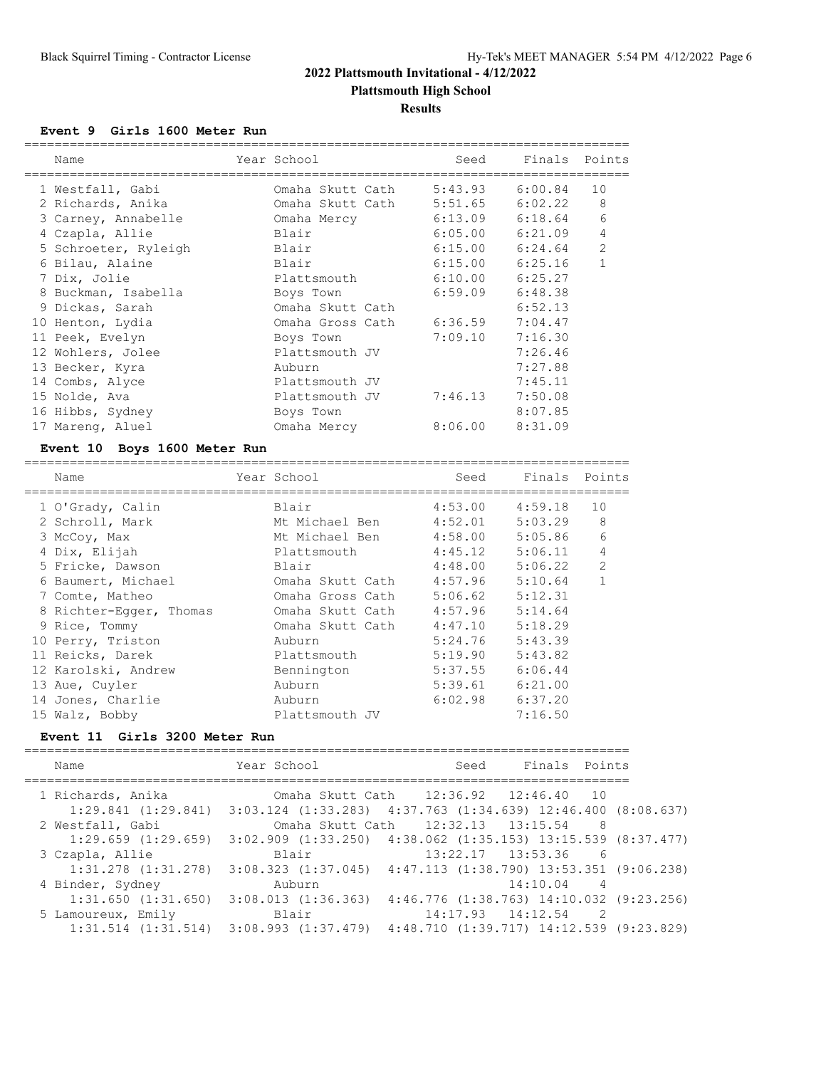# 2022 Plattsmouth Invitational - 4/12/2022

## Plattsmouth High School

### Results

#### Event 9 Girls 1600 Meter Run

| Place | Name | Year | School | Seed | Finals | Points |
|---|---|---|---|---|---|---|
| 1 | Westfall, Gabi | | Omaha Skutt Cath | 5:43.93 | 6:00.84 | 10 |
| 2 | Richards, Anika | | Omaha Skutt Cath | 5:51.65 | 6:02.22 | 8 |
| 3 | Carney, Annabelle | | Omaha Mercy | 6:13.09 | 6:18.64 | 6 |
| 4 | Czapla, Allie | | Blair | 6:05.00 | 6:21.09 | 4 |
| 5 | Schroeter, Ryleigh | | Blair | 6:15.00 | 6:24.64 | 2 |
| 6 | Bilau, Alaine | | Blair | 6:15.00 | 6:25.16 | 1 |
| 7 | Dix, Jolie | | Plattsmouth | 6:10.00 | 6:25.27 | |
| 8 | Buckman, Isabella | | Boys Town | 6:59.09 | 6:48.38 | |
| 9 | Dickas, Sarah | | Omaha Skutt Cath | | 6:52.13 | |
| 10 | Henton, Lydia | | Omaha Gross Cath | 6:36.59 | 7:04.47 | |
| 11 | Peek, Evelyn | | Boys Town | 7:09.10 | 7:16.30 | |
| 12 | Wohlers, Jolee | | Plattsmouth JV | | 7:26.46 | |
| 13 | Becker, Kyra | | Auburn | | 7:27.88 | |
| 14 | Combs, Alyce | | Plattsmouth JV | | 7:45.11 | |
| 15 | Nolde, Ava | | Plattsmouth JV | 7:46.13 | 7:50.08 | |
| 16 | Hibbs, Sydney | | Boys Town | | 8:07.85 | |
| 17 | Mareng, Aluel | | Omaha Mercy | 8:06.00 | 8:31.09 | |

#### Event 10 Boys 1600 Meter Run

| Place | Name | Year | School | Seed | Finals | Points |
|---|---|---|---|---|---|---|
| 1 | O'Grady, Calin | | Blair | 4:53.00 | 4:59.18 | 10 |
| 2 | Schroll, Mark | | Mt Michael Ben | 4:52.01 | 5:03.29 | 8 |
| 3 | McCoy, Max | | Mt Michael Ben | 4:58.00 | 5:05.86 | 6 |
| 4 | Dix, Elijah | | Plattsmouth | 4:45.12 | 5:06.11 | 4 |
| 5 | Fricke, Dawson | | Blair | 4:48.00 | 5:06.22 | 2 |
| 6 | Baumert, Michael | | Omaha Skutt Cath | 4:57.96 | 5:10.64 | 1 |
| 7 | Comte, Matheo | | Omaha Gross Cath | 5:06.62 | 5:12.31 | |
| 8 | Richter-Egger, Thomas | | Omaha Skutt Cath | 4:57.96 | 5:14.64 | |
| 9 | Rice, Tommy | | Omaha Skutt Cath | 4:47.10 | 5:18.29 | |
| 10 | Perry, Triston | | Auburn | 5:24.76 | 5:43.39 | |
| 11 | Reicks, Darek | | Plattsmouth | 5:19.90 | 5:43.82 | |
| 12 | Karolski, Andrew | | Bennington | 5:37.55 | 6:06.44 | |
| 13 | Aue, Cuyler | | Auburn | 5:39.61 | 6:21.00 | |
| 14 | Jones, Charlie | | Auburn | 6:02.98 | 6:37.20 | |
| 15 | Walz, Bobby | | Plattsmouth JV | | 7:16.50 | |

#### Event 11 Girls 3200 Meter Run

| Place | Name | Year | School | Seed | Finals | Points |
|---|---|---|---|---|---|---|
| 1 | Richards, Anika | | Omaha Skutt Cath | 12:36.92 | 12:46.40 | 10 |
| | 1:29.841 (1:29.841) | 3:03.124 (1:33.283) | 4:37.763 (1:34.639) | 12:46.400 (8:08.637) | | |
| 2 | Westfall, Gabi | | Omaha Skutt Cath | 12:32.13 | 13:15.54 | 8 |
| | 1:29.659 (1:29.659) | 3:02.909 (1:33.250) | 4:38.062 (1:35.153) | 13:15.539 (8:37.477) | | |
| 3 | Czapla, Allie | | Blair | 13:22.17 | 13:53.36 | 6 |
| | 1:31.278 (1:31.278) | 3:08.323 (1:37.045) | 4:47.113 (1:38.790) | 13:53.351 (9:06.238) | | |
| 4 | Binder, Sydney | | Auburn | | 14:10.04 | 4 |
| | 1:31.650 (1:31.650) | 3:08.013 (1:36.363) | 4:46.776 (1:38.763) | 14:10.032 (9:23.256) | | |
| 5 | Lamoureux, Emily | | Blair | 14:17.93 | 14:12.54 | 2 |
| | 1:31.514 (1:31.514) | 3:08.993 (1:37.479) | 4:48.710 (1:39.717) | 14:12.539 (9:23.829) | | |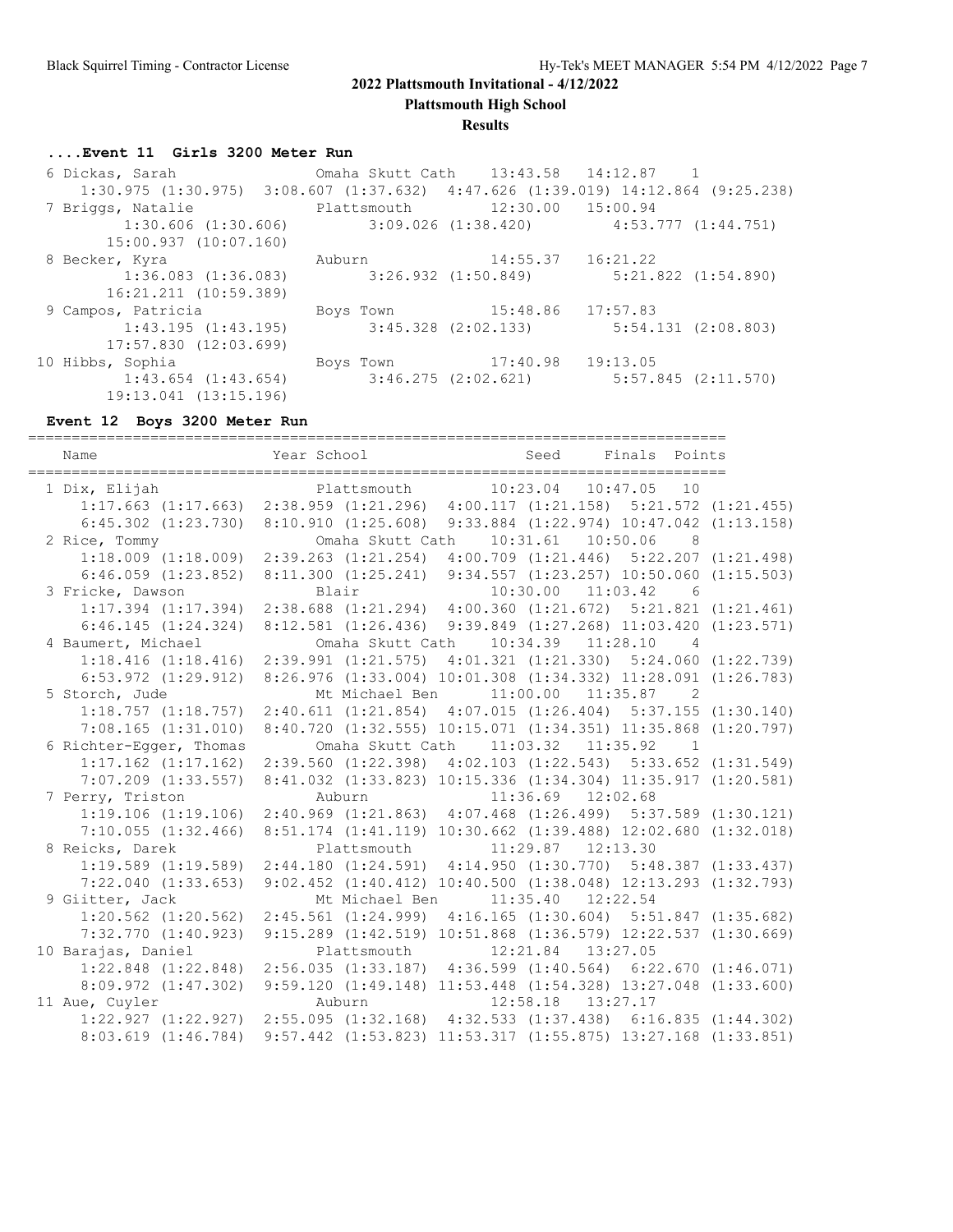## 2022 Plattsmouth Invitational - 4/12/2022

### Plattsmouth High School

### Results

#### ....Event 11 Girls 3200 Meter Run

| Place | Name | Year | School | Seed | Finals | Points |
|---|---|---|---|---|---|---|
| 6 | Dickas, Sarah | | Omaha Skutt Cath | 13:43.58 | 14:12.87 | 1 |
| | 1:30.975 (1:30.975) 3:08.607 (1:37.632) 4:47.626 (1:39.019) 14:12.864 (9:25.238) | | | | | |
| 7 | Briggs, Natalie | | Plattsmouth | 12:30.00 | 15:00.94 | |
| | 1:30.606 (1:30.606) 3:09.026 (1:38.420) 4:53.777 (1:44.751) 15:00.937 (10:07.160) | | | | | |
| 8 | Becker, Kyra | | Auburn | 14:55.37 | 16:21.22 | |
| | 1:36.083 (1:36.083) 3:26.932 (1:50.849) 5:21.822 (1:54.890) 16:21.211 (10:59.389) | | | | | |
| 9 | Campos, Patricia | | Boys Town | 15:48.86 | 17:57.83 | |
| | 1:43.195 (1:43.195) 3:45.328 (2:02.133) 5:54.131 (2:08.803) 17:57.830 (12:03.699) | | | | | |
| 10 | Hibbs, Sophia | | Boys Town | 17:40.98 | 19:13.05 | |
| | 1:43.654 (1:43.654) 3:46.275 (2:02.621) 5:57.845 (2:11.570) 19:13.041 (13:15.196) | | | | | |

#### Event 12 Boys 3200 Meter Run

| Place | Name | Year | School | Seed | Finals | Points |
|---|---|---|---|---|---|---|
| 1 | Dix, Elijah | | Plattsmouth | 10:23.04 | 10:47.05 | 10 |
| | 1:17.663 (1:17.663) 2:38.959 (1:21.296) 4:00.117 (1:21.158) 5:21.572 (1:21.455) 6:45.302 (1:23.730) 8:10.910 (1:25.608) 9:33.884 (1:22.974) 10:47.042 (1:13.158) | | | | | |
| 2 | Rice, Tommy | | Omaha Skutt Cath | 10:31.61 | 10:50.06 | 8 |
| | 1:18.009 (1:18.009) 2:39.263 (1:21.254) 4:00.709 (1:21.446) 5:22.207 (1:21.498) 6:46.059 (1:23.852) 8:11.300 (1:25.241) 9:34.557 (1:23.257) 10:50.060 (1:15.503) | | | | | |
| 3 | Fricke, Dawson | | Blair | 10:30.00 | 11:03.42 | 6 |
| | 1:17.394 (1:17.394) 2:38.688 (1:21.294) 4:00.360 (1:21.672) 5:21.821 (1:21.461) 6:46.145 (1:24.324) 8:12.581 (1:26.436) 9:39.849 (1:27.268) 11:03.420 (1:23.571) | | | | | |
| 4 | Baumert, Michael | | Omaha Skutt Cath | 10:34.39 | 11:28.10 | 4 |
| | 1:18.416 (1:18.416) 2:39.991 (1:21.575) 4:01.321 (1:21.330) 5:24.060 (1:22.739) 6:53.972 (1:29.912) 8:26.976 (1:33.004) 10:01.308 (1:34.332) 11:28.091 (1:26.783) | | | | | |
| 5 | Storch, Jude | | Mt Michael Ben | 11:00.00 | 11:35.87 | 2 |
| | 1:18.757 (1:18.757) 2:40.611 (1:21.854) 4:07.015 (1:26.404) 5:37.155 (1:30.140) 7:08.165 (1:31.010) 8:40.720 (1:32.555) 10:15.071 (1:34.351) 11:35.868 (1:20.797) | | | | | |
| 6 | Richter-Egger, Thomas | | Omaha Skutt Cath | 11:03.32 | 11:35.92 | 1 |
| | 1:17.162 (1:17.162) 2:39.560 (1:22.398) 4:02.103 (1:22.543) 5:33.652 (1:31.549) 7:07.209 (1:33.557) 8:41.032 (1:33.823) 10:15.336 (1:34.304) 11:35.917 (1:20.581) | | | | | |
| 7 | Perry, Triston | | Auburn | 11:36.69 | 12:02.68 | |
| | 1:19.106 (1:19.106) 2:40.969 (1:21.863) 4:07.468 (1:26.499) 5:37.589 (1:30.121) 7:10.055 (1:32.466) 8:51.174 (1:41.119) 10:30.662 (1:39.488) 12:02.680 (1:32.018) | | | | | |
| 8 | Reicks, Darek | | Plattsmouth | 11:29.87 | 12:13.30 | |
| | 1:19.589 (1:19.589) 2:44.180 (1:24.591) 4:14.950 (1:30.770) 5:48.387 (1:33.437) 7:22.040 (1:33.653) 9:02.452 (1:40.412) 10:40.500 (1:38.048) 12:13.293 (1:32.793) | | | | | |
| 9 | Giitter, Jack | | Mt Michael Ben | 11:35.40 | 12:22.54 | |
| | 1:20.562 (1:20.562) 2:45.561 (1:24.999) 4:16.165 (1:30.604) 5:51.847 (1:35.682) 7:32.770 (1:40.923) 9:15.289 (1:42.519) 10:51.868 (1:36.579) 12:22.537 (1:30.669) | | | | | |
| 10 | Barajas, Daniel | | Plattsmouth | 12:21.84 | 13:27.05 | |
| | 1:22.848 (1:22.848) 2:56.035 (1:33.187) 4:36.599 (1:40.564) 6:22.670 (1:46.071) 8:09.972 (1:47.302) 9:59.120 (1:49.148) 11:53.448 (1:54.328) 13:27.048 (1:33.600) | | | | | |
| 11 | Aue, Cuyler | | Auburn | 12:58.18 | 13:27.17 | |
| | 1:22.927 (1:22.927) 2:55.095 (1:32.168) 4:32.533 (1:37.438) 6:16.835 (1:44.302) 8:03.619 (1:46.784) 9:57.442 (1:53.823) 11:53.317 (1:55.875) 13:27.168 (1:33.851) | | | | | |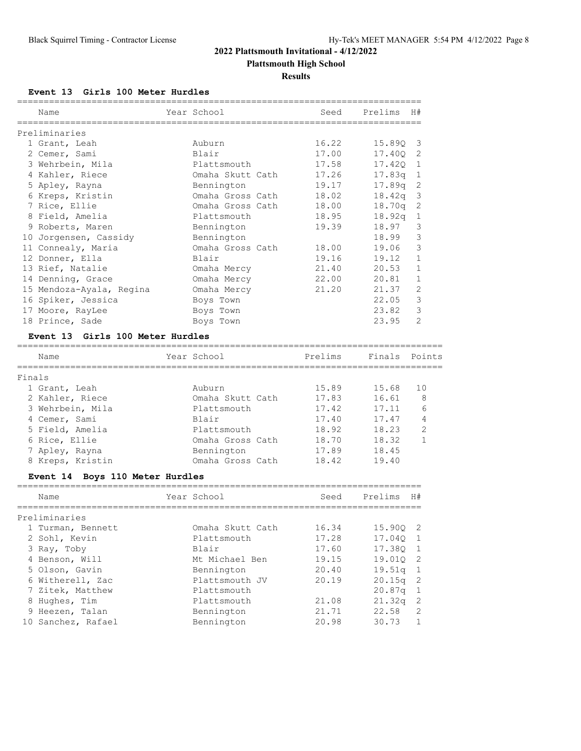# 2022 Plattsmouth Invitational - 4/12/2022

## Plattsmouth High School

### Results

#### Event 13 Girls 100 Meter Hurdles

**Preliminaries**

| | Name | Year School | Seed | Prelims | H# |
|---|---|---|---|---|---|
| 1 | Grant, Leah | Auburn | 16.22 | 15.89Q | 3 |
| 2 | Cemer, Sami | Blair | 17.00 | 17.40Q | 2 |
| 3 | Wehrbein, Mila | Plattsmouth | 17.58 | 17.42Q | 1 |
| 4 | Kahler, Riece | Omaha Skutt Cath | 17.26 | 17.83q | 1 |
| 5 | Apley, Rayna | Bennington | 19.17 | 17.89q | 2 |
| 6 | Kreps, Kristin | Omaha Gross Cath | 18.02 | 18.42q | 3 |
| 7 | Rice, Ellie | Omaha Gross Cath | 18.00 | 18.70q | 2 |
| 8 | Field, Amelia | Plattsmouth | 18.95 | 18.92q | 1 |
| 9 | Roberts, Maren | Bennington | 19.39 | 18.97 | 3 |
| 10 | Jorgensen, Cassidy | Bennington | | 18.99 | 3 |
| 11 | Connealy, Maria | Omaha Gross Cath | 18.00 | 19.06 | 3 |
| 12 | Donner, Ella | Blair | 19.16 | 19.12 | 1 |
| 13 | Rief, Natalie | Omaha Mercy | 21.40 | 20.53 | 1 |
| 14 | Denning, Grace | Omaha Mercy | 22.00 | 20.81 | 1 |
| 15 | Mendoza-Ayala, Regina | Omaha Mercy | 21.20 | 21.37 | 2 |
| 16 | Spiker, Jessica | Boys Town | | 22.05 | 3 |
| 17 | Moore, RayLee | Boys Town | | 23.82 | 3 |
| 18 | Prince, Sade | Boys Town | | 23.95 | 2 |

#### Event 13 Girls 100 Meter Hurdles

**Finals**

| | Name | Year School | Prelims | Finals | Points |
|---|---|---|---|---|---|
| 1 | Grant, Leah | Auburn | 15.89 | 15.68 | 10 |
| 2 | Kahler, Riece | Omaha Skutt Cath | 17.83 | 16.61 | 8 |
| 3 | Wehrbein, Mila | Plattsmouth | 17.42 | 17.11 | 6 |
| 4 | Cemer, Sami | Blair | 17.40 | 17.47 | 4 |
| 5 | Field, Amelia | Plattsmouth | 18.92 | 18.23 | 2 |
| 6 | Rice, Ellie | Omaha Gross Cath | 18.70 | 18.32 | 1 |
| 7 | Apley, Rayna | Bennington | 17.89 | 18.45 | |
| 8 | Kreps, Kristin | Omaha Gross Cath | 18.42 | 19.40 | |

#### Event 14 Boys 110 Meter Hurdles

**Preliminaries**

| | Name | Year School | Seed | Prelims | H# |
|---|---|---|---|---|---|
| 1 | Turman, Bennett | Omaha Skutt Cath | 16.34 | 15.90Q | 2 |
| 2 | Sohl, Kevin | Plattsmouth | 17.28 | 17.04Q | 1 |
| 3 | Ray, Toby | Blair | 17.60 | 17.38Q | 1 |
| 4 | Benson, Will | Mt Michael Ben | 19.15 | 19.01Q | 2 |
| 5 | Olson, Gavin | Bennington | 20.40 | 19.51q | 1 |
| 6 | Witherell, Zac | Plattsmouth JV | 20.19 | 20.15q | 2 |
| 7 | Zitek, Matthew | Plattsmouth | | 20.87q | 1 |
| 8 | Hughes, Tim | Plattsmouth | 21.08 | 21.32q | 2 |
| 9 | Heezen, Talan | Bennington | 21.71 | 22.58 | 2 |
| 10 | Sanchez, Rafael | Bennington | 20.98 | 30.73 | 1 |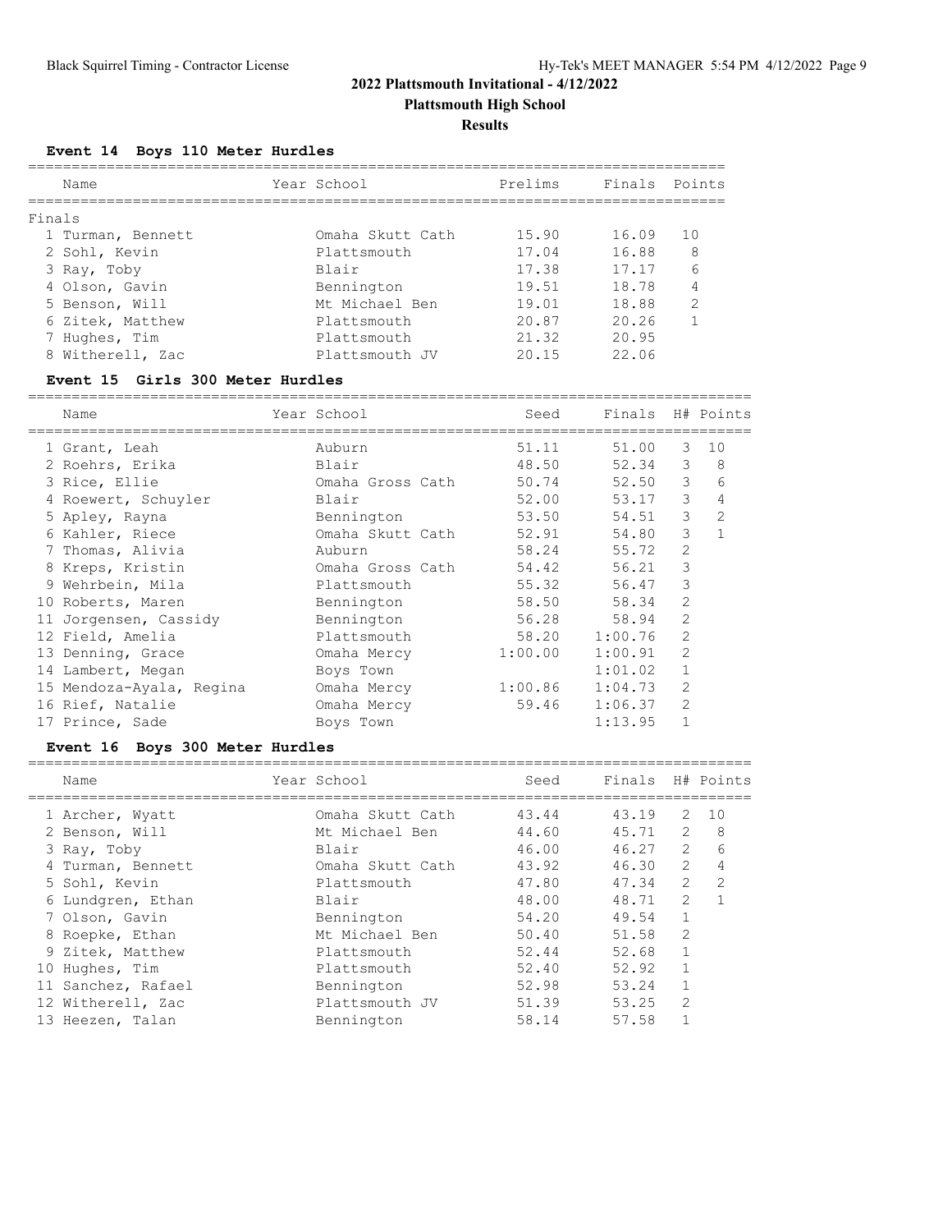# 2022 Plattsmouth Invitational - 4/12/2022

## Plattsmouth High School

## Results

### Event 14 Boys 110 Meter Hurdles

Finals

| | Name | Year | School | Prelims | Finals | Points |
|---|---|---|---|---|---|---|
| 1 | Turman, Bennett | | Omaha Skutt Cath | 15.90 | 16.09 | 10 |
| 2 | Sohl, Kevin | | Plattsmouth | 17.04 | 16.88 | 8 |
| 3 | Ray, Toby | | Blair | 17.38 | 17.17 | 6 |
| 4 | Olson, Gavin | | Bennington | 19.51 | 18.78 | 4 |
| 5 | Benson, Will | | Mt Michael Ben | 19.01 | 18.88 | 2 |
| 6 | Zitek, Matthew | | Plattsmouth | 20.87 | 20.26 | 1 |
| 7 | Hughes, Tim | | Plattsmouth | 21.32 | 20.95 | |
| 8 | Witherell, Zac | | Plattsmouth JV | 20.15 | 22.06 | |

### Event 15 Girls 300 Meter Hurdles

| | Name | Year | School | Seed | Finals | H# | Points |
|---|---|---|---|---|---|---|---|
| 1 | Grant, Leah | | Auburn | 51.11 | 51.00 | 3 | 10 |
| 2 | Roehrs, Erika | | Blair | 48.50 | 52.34 | 3 | 8 |
| 3 | Rice, Ellie | | Omaha Gross Cath | 50.74 | 52.50 | 3 | 6 |
| 4 | Roewert, Schuyler | | Blair | 52.00 | 53.17 | 3 | 4 |
| 5 | Apley, Rayna | | Bennington | 53.50 | 54.51 | 3 | 2 |
| 6 | Kahler, Riece | | Omaha Skutt Cath | 52.91 | 54.80 | 3 | 1 |
| 7 | Thomas, Alivia | | Auburn | 58.24 | 55.72 | 2 | |
| 8 | Kreps, Kristin | | Omaha Gross Cath | 54.42 | 56.21 | 3 | |
| 9 | Wehrbein, Mila | | Plattsmouth | 55.32 | 56.47 | 3 | |
| 10 | Roberts, Maren | | Bennington | 58.50 | 58.34 | 2 | |
| 11 | Jorgensen, Cassidy | | Bennington | 56.28 | 58.94 | 2 | |
| 12 | Field, Amelia | | Plattsmouth | 58.20 | 1:00.76 | 2 | |
| 13 | Denning, Grace | | Omaha Mercy | 1:00.00 | 1:00.91 | 2 | |
| 14 | Lambert, Megan | | Boys Town | | 1:01.02 | 1 | |
| 15 | Mendoza-Ayala, Regina | | Omaha Mercy | 1:00.86 | 1:04.73 | 2 | |
| 16 | Rief, Natalie | | Omaha Mercy | 59.46 | 1:06.37 | 2 | |
| 17 | Prince, Sade | | Boys Town | | 1:13.95 | 1 | |

### Event 16 Boys 300 Meter Hurdles

| | Name | Year | School | Seed | Finals | H# | Points |
|---|---|---|---|---|---|---|---|
| 1 | Archer, Wyatt | | Omaha Skutt Cath | 43.44 | 43.19 | 2 | 10 |
| 2 | Benson, Will | | Mt Michael Ben | 44.60 | 45.71 | 2 | 8 |
| 3 | Ray, Toby | | Blair | 46.00 | 46.27 | 2 | 6 |
| 4 | Turman, Bennett | | Omaha Skutt Cath | 43.92 | 46.30 | 2 | 4 |
| 5 | Sohl, Kevin | | Plattsmouth | 47.80 | 47.34 | 2 | 2 |
| 6 | Lundgren, Ethan | | Blair | 48.00 | 48.71 | 2 | 1 |
| 7 | Olson, Gavin | | Bennington | 54.20 | 49.54 | 1 | |
| 8 | Roepke, Ethan | | Mt Michael Ben | 50.40 | 51.58 | 2 | |
| 9 | Zitek, Matthew | | Plattsmouth | 52.44 | 52.68 | 1 | |
| 10 | Hughes, Tim | | Plattsmouth | 52.40 | 52.92 | 1 | |
| 11 | Sanchez, Rafael | | Bennington | 52.98 | 53.24 | 1 | |
| 12 | Witherell, Zac | | Plattsmouth JV | 51.39 | 53.25 | 2 | |
| 13 | Heezen, Talan | | Bennington | 58.14 | 57.58 | 1 | |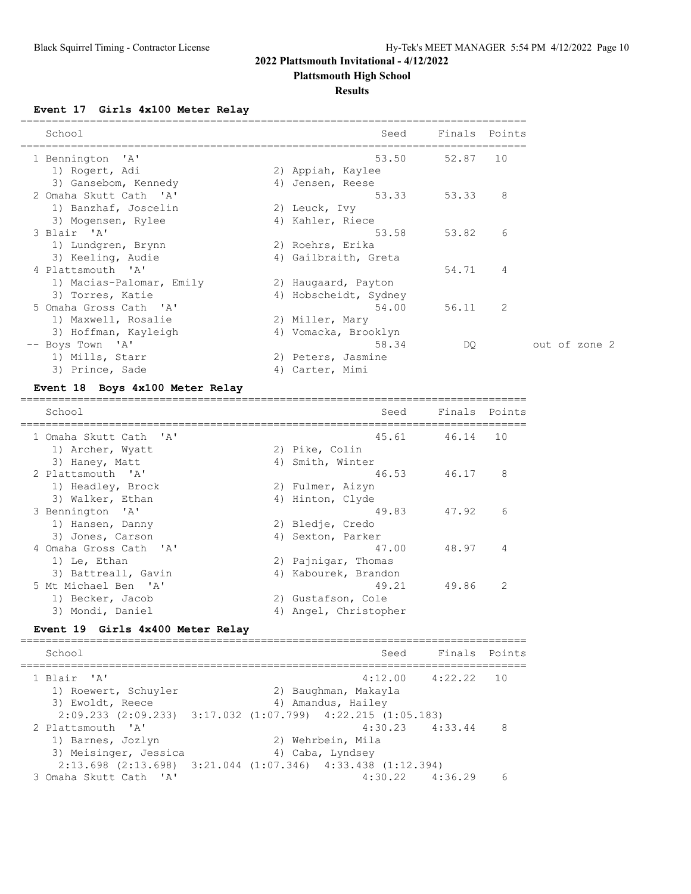## 2022 Plattsmouth Invitational - 4/12/2022

### Plattsmouth High School

### Results

#### Event 17 Girls 4x100 Meter Relay

| | School | Seed | Finals | Points | |
|---|---|---|---|---|---|
| 1 | Bennington 'A' | 53.50 | 52.87 | 10 | |
| | 1) Rogert, Adi; 2) Appiah, Kaylee; 3) Gansebom, Kennedy; 4) Jensen, Reese | | | | |
| 2 | Omaha Skutt Cath 'A' | 53.33 | 53.33 | 8 | |
| | 1) Banzhaf, Joscelin; 2) Leuck, Ivy; 3) Mogensen, Rylee; 4) Kahler, Riece | | | | |
| 3 | Blair 'A' | 53.58 | 53.82 | 6 | |
| | 1) Lundgren, Brynn; 2) Roehrs, Erika; 3) Keeling, Audie; 4) Gailbraith, Greta | | | | |
| 4 | Plattsmouth 'A' | | 54.71 | 4 | |
| | 1) Macias-Palomar, Emily; 2) Haugaard, Payton; 3) Torres, Katie; 4) Hobscheidt, Sydney | | | | |
| 5 | Omaha Gross Cath 'A' | 54.00 | 56.11 | 2 | |
| | 1) Maxwell, Rosalie; 2) Miller, Mary; 3) Hoffman, Kayleigh; 4) Vomacka, Brooklyn | | | | |
| -- | Boys Town 'A' | 58.34 | DQ | | out of zone 2 |
| | 1) Mills, Starr; 2) Peters, Jasmine; 3) Prince, Sade; 4) Carter, Mimi | | | | |

#### Event 18 Boys 4x100 Meter Relay

| | School | Seed | Finals | Points |
|---|---|---|---|---|
| 1 | Omaha Skutt Cath 'A' | 45.61 | 46.14 | 10 |
| | 1) Archer, Wyatt; 2) Pike, Colin; 3) Haney, Matt; 4) Smith, Winter | | | |
| 2 | Plattsmouth 'A' | 46.53 | 46.17 | 8 |
| | 1) Headley, Brock; 2) Fulmer, Aizyn; 3) Walker, Ethan; 4) Hinton, Clyde | | | |
| 3 | Bennington 'A' | 49.83 | 47.92 | 6 |
| | 1) Hansen, Danny; 2) Bledje, Credo; 3) Jones, Carson; 4) Sexton, Parker | | | |
| 4 | Omaha Gross Cath 'A' | 47.00 | 48.97 | 4 |
| | 1) Le, Ethan; 2) Pajnigar, Thomas; 3) Battreall, Gavin; 4) Kabourek, Brandon | | | |
| 5 | Mt Michael Ben 'A' | 49.21 | 49.86 | 2 |
| | 1) Becker, Jacob; 2) Gustafson, Cole; 3) Mondi, Daniel; 4) Angel, Christopher | | | |

#### Event 19 Girls 4x400 Meter Relay

| | School | Seed | Finals | Points |
|---|---|---|---|---|
| 1 | Blair 'A' | 4:12.00 | 4:22.22 | 10 |
| | 1) Roewert, Schuyler; 2) Baughman, Makayla; 3) Ewoldt, Reece; 4) Amandus, Hailey | | | |
| | 2:09.233 (2:09.233) 3:17.032 (1:07.799) 4:22.215 (1:05.183) | | | |
| 2 | Plattsmouth 'A' | 4:30.23 | 4:33.44 | 8 |
| | 1) Barnes, Jozlyn; 2) Wehrbein, Mila; 3) Meisinger, Jessica; 4) Caba, Lyndsey | | | |
| | 2:13.698 (2:13.698) 3:21.044 (1:07.346) 4:33.438 (1:12.394) | | | |
| 3 | Omaha Skutt Cath 'A' | 4:30.22 | 4:36.29 | 6 |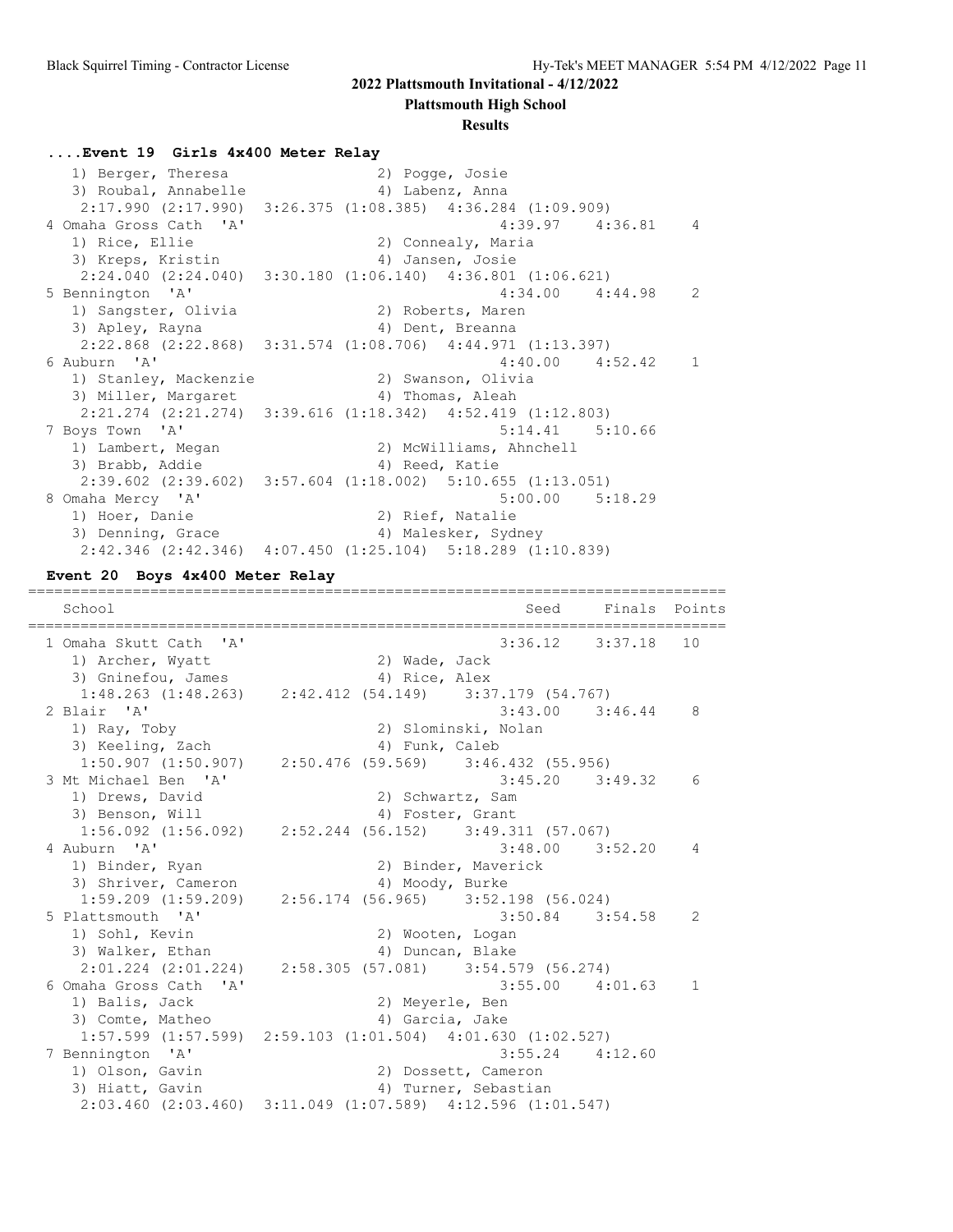# 2022 Plattsmouth Invitational - 4/12/2022

## Plattsmouth High School

### Results

#### ....Event 19 Girls 4x400 Meter Relay

```
   1) Berger, Theresa                2) Pogge, Josie
   3) Roubal, Annabelle              4) Labenz, Anna
    2:17.990 (2:17.990)  3:26.375 (1:08.385)  4:36.284 (1:09.909)
 4 Omaha Gross Cath  'A'                            4:39.97    4:36.81    4
   1) Rice, Ellie                    2) Connealy, Maria
   3) Kreps, Kristin                 4) Jansen, Josie
    2:24.040 (2:24.040)  3:30.180 (1:06.140)  4:36.801 (1:06.621)
 5 Bennington  'A'                                  4:34.00    4:44.98    2
   1) Sangster, Olivia               2) Roberts, Maren
   3) Apley, Rayna                   4) Dent, Breanna
    2:22.868 (2:22.868)  3:31.574 (1:08.706)  4:44.971 (1:13.397)
 6 Auburn  'A'                                      4:40.00    4:52.42    1
   1) Stanley, Mackenzie             2) Swanson, Olivia
   3) Miller, Margaret               4) Thomas, Aleah
    2:21.274 (2:21.274)  3:39.616 (1:18.342)  4:52.419 (1:12.803)
 7 Boys Town  'A'                                   5:14.41    5:10.66
   1) Lambert, Megan                 2) McWilliams, Ahnchell
   3) Brabb, Addie                   4) Reed, Katie
    2:39.602 (2:39.602)  3:57.604 (1:18.002)  5:10.655 (1:13.051)
 8 Omaha Mercy  'A'                                 5:00.00    5:18.29
   1) Hoer, Danie                    2) Rief, Natalie
   3) Denning, Grace                 4) Malesker, Sydney
    2:42.346 (2:42.346)  4:07.450 (1:25.104)  5:18.289 (1:10.839)
```

#### Event 20 Boys 4x400 Meter Relay

```
================================================================================
    School                                            Seed     Finals  Points
================================================================================
  1 Omaha Skutt Cath  'A'                           3:36.12    3:37.18   10
    1) Archer, Wyatt                  2) Wade, Jack
    3) Gninefou, James                4) Rice, Alex
     1:48.263 (1:48.263)    2:42.412 (54.149)    3:37.179 (54.767)
  2 Blair  'A'                                      3:43.00    3:46.44    8
    1) Ray, Toby                      2) Slominski, Nolan
    3) Keeling, Zach                  4) Funk, Caleb
     1:50.907 (1:50.907)    2:50.476 (59.569)    3:46.432 (55.956)
  3 Mt Michael Ben  'A'                             3:45.20    3:49.32    6
    1) Drews, David                   2) Schwartz, Sam
    3) Benson, Will                   4) Foster, Grant
     1:56.092 (1:56.092)    2:52.244 (56.152)    3:49.311 (57.067)
  4 Auburn  'A'                                     3:48.00    3:52.20    4
    1) Binder, Ryan                   2) Binder, Maverick
    3) Shriver, Cameron               4) Moody, Burke
     1:59.209 (1:59.209)    2:56.174 (56.965)    3:52.198 (56.024)
  5 Plattsmouth  'A'                                3:50.84    3:54.58    2
    1) Sohl, Kevin                    2) Wooten, Logan
    3) Walker, Ethan                  4) Duncan, Blake
     2:01.224 (2:01.224)    2:58.305 (57.081)    3:54.579 (56.274)
  6 Omaha Gross Cath  'A'                           3:55.00    4:01.63    1
    1) Balis, Jack                    2) Meyerle, Ben
    3) Comte, Matheo                  4) Garcia, Jake
     1:57.599 (1:57.599)  2:59.103 (1:01.504)  4:01.630 (1:02.527)
  7 Bennington  'A'                                 3:55.24    4:12.60
    1) Olson, Gavin                   2) Dossett, Cameron
    3) Hiatt, Gavin                   4) Turner, Sebastian
     2:03.460 (2:03.460)  3:11.049 (1:07.589)  4:12.596 (1:01.547)
```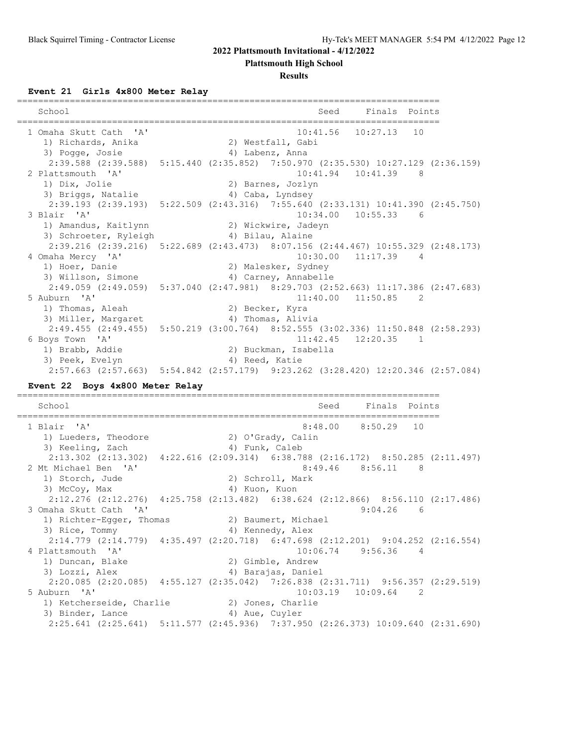## 2022 Plattsmouth Invitational - 4/12/2022

### Plattsmouth High School

### Results

**Event 21 Girls 4x800 Meter Relay**

| | School | Seed | Finals | Points |
|---|---|---|---|---|
| 1 | Omaha Skutt Cath 'A' | 10:41.56 | 10:27.13 | 10 |
| | 1) Richards, Anika 2) Westfall, Gabi 3) Pogge, Josie 4) Labenz, Anna | | | |
| | 2:39.588 (2:39.588) 5:15.440 (2:35.852) 7:50.970 (2:35.530) 10:27.129 (2:36.159) | | | |
| 2 | Plattsmouth 'A' | 10:41.94 | 10:41.39 | 8 |
| | 1) Dix, Jolie 2) Barnes, Jozlyn 3) Briggs, Natalie 4) Caba, Lyndsey | | | |
| | 2:39.193 (2:39.193) 5:22.509 (2:43.316) 7:55.640 (2:33.131) 10:41.390 (2:45.750) | | | |
| 3 | Blair 'A' | 10:34.00 | 10:55.33 | 6 |
| | 1) Amandus, Kaitlynn 2) Wickwire, Jadeyn 3) Schroeter, Ryleigh 4) Bilau, Alaine | | | |
| | 2:39.216 (2:39.216) 5:22.689 (2:43.473) 8:07.156 (2:44.467) 10:55.329 (2:48.173) | | | |
| 4 | Omaha Mercy 'A' | 10:30.00 | 11:17.39 | 4 |
| | 1) Hoer, Danie 2) Malesker, Sydney 3) Willson, Simone 4) Carney, Annabelle | | | |
| | 2:49.059 (2:49.059) 5:37.040 (2:47.981) 8:29.703 (2:52.663) 11:17.386 (2:47.683) | | | |
| 5 | Auburn 'A' | 11:40.00 | 11:50.85 | 2 |
| | 1) Thomas, Aleah 2) Becker, Kyra 3) Miller, Margaret 4) Thomas, Alivia | | | |
| | 2:49.455 (2:49.455) 5:50.219 (3:00.764) 8:52.555 (3:02.336) 11:50.848 (2:58.293) | | | |
| 6 | Boys Town 'A' | 11:42.45 | 12:20.35 | 1 |
| | 1) Brabb, Addie 2) Buckman, Isabella 3) Peek, Evelyn 4) Reed, Katie | | | |
| | 2:57.663 (2:57.663) 5:54.842 (2:57.179) 9:23.262 (3:28.420) 12:20.346 (2:57.084) | | | |

**Event 22 Boys 4x800 Meter Relay**

| | School | Seed | Finals | Points |
|---|---|---|---|---|
| 1 | Blair 'A' | 8:48.00 | 8:50.29 | 10 |
| | 1) Lueders, Theodore 2) O'Grady, Calin 3) Keeling, Zach 4) Funk, Caleb | | | |
| | 2:13.302 (2:13.302) 4:22.616 (2:09.314) 6:38.788 (2:16.172) 8:50.285 (2:11.497) | | | |
| 2 | Mt Michael Ben 'A' | 8:49.46 | 8:56.11 | 8 |
| | 1) Storch, Jude 2) Schroll, Mark 3) McCoy, Max 4) Kuon, Kuon | | | |
| | 2:12.276 (2:12.276) 4:25.758 (2:13.482) 6:38.624 (2:12.866) 8:56.110 (2:17.486) | | | |
| 3 | Omaha Skutt Cath 'A' | | 9:04.26 | 6 |
| | 1) Richter-Egger, Thomas 2) Baumert, Michael 3) Rice, Tommy 4) Kennedy, Alex | | | |
| | 2:14.779 (2:14.779) 4:35.497 (2:20.718) 6:47.698 (2:12.201) 9:04.252 (2:16.554) | | | |
| 4 | Plattsmouth 'A' | 10:06.74 | 9:56.36 | 4 |
| | 1) Duncan, Blake 2) Gimble, Andrew 3) Lozzi, Alex 4) Barajas, Daniel | | | |
| | 2:20.085 (2:20.085) 4:55.127 (2:35.042) 7:26.838 (2:31.711) 9:56.357 (2:29.519) | | | |
| 5 | Auburn 'A' | 10:03.19 | 10:09.64 | 2 |
| | 1) Ketcherseide, Charlie 2) Jones, Charlie 3) Binder, Lance 4) Aue, Cuyler | | | |
| | 2:25.641 (2:25.641) 5:11.577 (2:45.936) 7:37.950 (2:26.373) 10:09.640 (2:31.690) | | | |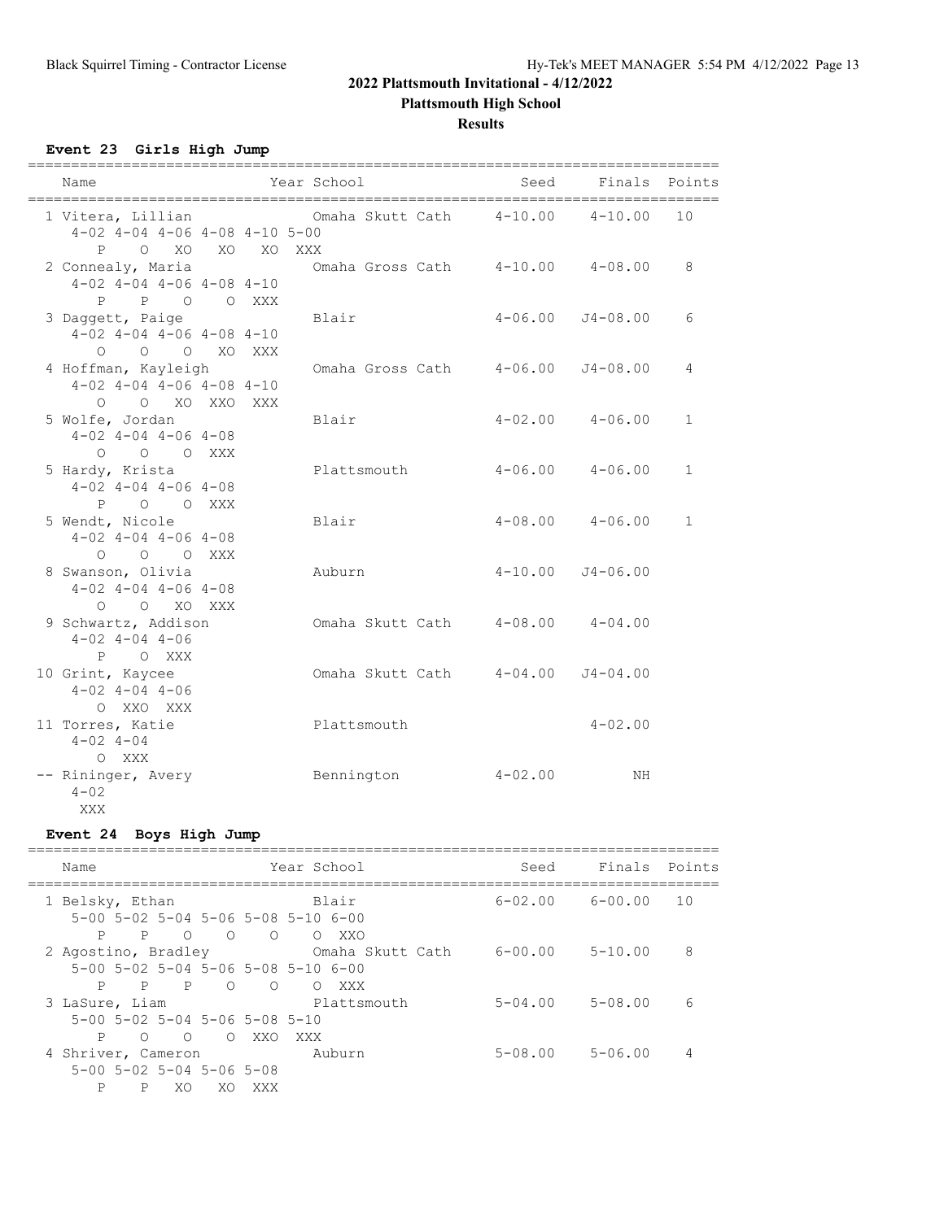## 2022 Plattsmouth Invitational - 4/12/2022

**Plattsmouth High School**

**Results**

### Event 23 Girls High Jump

| Name | Year School | Seed | Finals | Points |
|---|---|---|---|---|
| 1 Vitera, Lillian | Omaha Skutt Cath | 4-10.00 | 4-10.00 | 10 |
| 4-02 4-04 4-06 4-08 4-10 5-00 | | | | |
| P O XO XO XO XXX | | | | |
| 2 Connealy, Maria | Omaha Gross Cath | 4-10.00 | 4-08.00 | 8 |
| 4-02 4-04 4-06 4-08 4-10 | | | | |
| P P O O XXX | | | | |
| 3 Daggett, Paige | Blair | 4-06.00 | J4-08.00 | 6 |
| 4-02 4-04 4-06 4-08 4-10 | | | | |
| O O O XO XXX | | | | |
| 4 Hoffman, Kayleigh | Omaha Gross Cath | 4-06.00 | J4-08.00 | 4 |
| 4-02 4-04 4-06 4-08 4-10 | | | | |
| O O XO XXO XXX | | | | |
| 5 Wolfe, Jordan | Blair | 4-02.00 | 4-06.00 | 1 |
| 4-02 4-04 4-06 4-08 | | | | |
| O O O XXX | | | | |
| 5 Hardy, Krista | Plattsmouth | 4-06.00 | 4-06.00 | 1 |
| 4-02 4-04 4-06 4-08 | | | | |
| P O O XXX | | | | |
| 5 Wendt, Nicole | Blair | 4-08.00 | 4-06.00 | 1 |
| 4-02 4-04 4-06 4-08 | | | | |
| O O O XXX | | | | |
| 8 Swanson, Olivia | Auburn | 4-10.00 | J4-06.00 | |
| 4-02 4-04 4-06 4-08 | | | | |
| O O XO XXX | | | | |
| 9 Schwartz, Addison | Omaha Skutt Cath | 4-08.00 | 4-04.00 | |
| 4-02 4-04 4-06 | | | | |
| P O XXX | | | | |
| 10 Grint, Kaycee | Omaha Skutt Cath | 4-04.00 | J4-04.00 | |
| 4-02 4-04 4-06 | | | | |
| O XXO XXX | | | | |
| 11 Torres, Katie | Plattsmouth | | 4-02.00 | |
| 4-02 4-04 | | | | |
| O XXX | | | | |
| -- Rininger, Avery | Bennington | 4-02.00 | NH | |
| 4-02 | | | | |
| XXX | | | | |

### Event 24 Boys High Jump

| Name | Year School | Seed | Finals | Points |
|---|---|---|---|---|
| 1 Belsky, Ethan | Blair | 6-02.00 | 6-00.00 | 10 |
| 5-00 5-02 5-04 5-06 5-08 5-10 6-00 | | | | |
| P P O O O O XXO | | | | |
| 2 Agostino, Bradley | Omaha Skutt Cath | 6-00.00 | 5-10.00 | 8 |
| 5-00 5-02 5-04 5-06 5-08 5-10 6-00 | | | | |
| P P P O O O XXX | | | | |
| 3 LaSure, Liam | Plattsmouth | 5-04.00 | 5-08.00 | 6 |
| 5-00 5-02 5-04 5-06 5-08 5-10 | | | | |
| P O O O XXO XXX | | | | |
| 4 Shriver, Cameron | Auburn | 5-08.00 | 5-06.00 | 4 |
| 5-00 5-02 5-04 5-06 5-08 | | | | |
| P P XO XO XXX | | | | |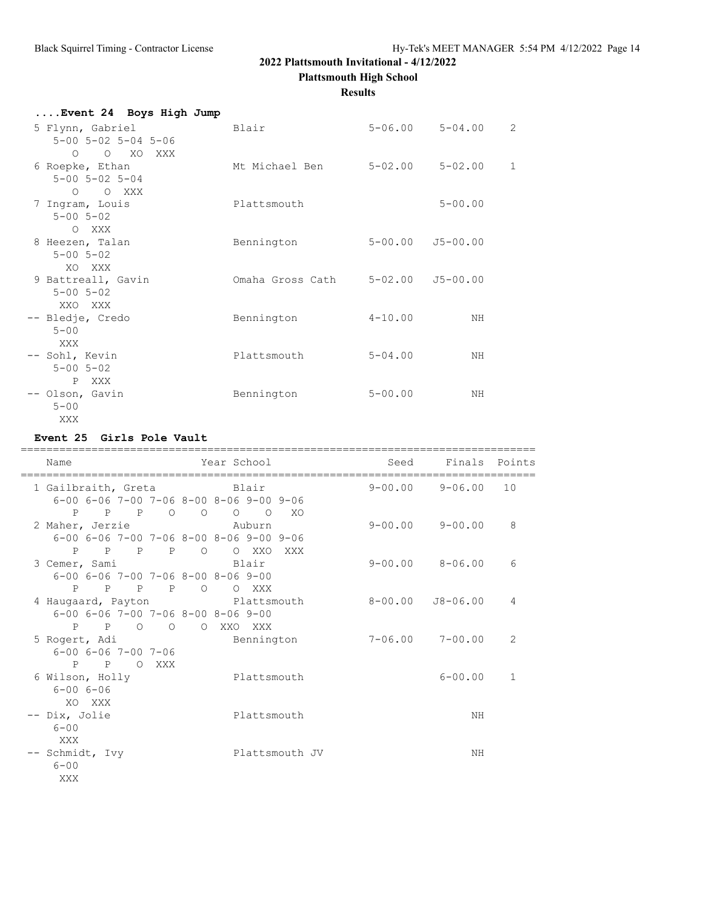# 2022 Plattsmouth Invitational - 4/12/2022

## Plattsmouth High School

### Results

#### ....Event 24 Boys High Jump

| Place | Name | School | Seed | Finals | Points |
|---|---|---|---|---|---|
| 5 | Flynn, Gabriel | Blair | 5-06.00 | 5-04.00 | 2 |
| | 5-00 5-02 5-04 5-06<br>O O XO XXX | | | | |
| 6 | Roepke, Ethan | Mt Michael Ben | 5-02.00 | 5-02.00 | 1 |
| | 5-00 5-02 5-04<br>O O XXX | | | | |
| 7 | Ingram, Louis | Plattsmouth | | 5-00.00 | |
| | 5-00 5-02<br>O XXX | | | | |
| 8 | Heezen, Talan | Bennington | 5-00.00 | J5-00.00 | |
| | 5-00 5-02<br>XO XXX | | | | |
| 9 | Battreall, Gavin | Omaha Gross Cath | 5-02.00 | J5-00.00 | |
| | 5-00 5-02<br>XXO XXX | | | | |
| -- | Bledje, Credo | Bennington | 4-10.00 | NH | |
| | 5-00<br>XXX | | | | |
| -- | Sohl, Kevin | Plattsmouth | 5-04.00 | NH | |
| | 5-00 5-02<br>P XXX | | | | |
| -- | Olson, Gavin | Bennington | 5-00.00 | NH | |
| | 5-00<br>XXX | | | | |

#### Event 25 Girls Pole Vault

| Place | Name | Year School | Seed | Finals | Points |
|---|---|---|---|---|---|
| 1 | Gailbraith, Greta | Blair | 9-00.00 | 9-06.00 | 10 |
| | 6-00 6-06 7-00 7-06 8-00 8-06 9-00 9-06<br>P P P O O O O XO | | | | |
| 2 | Maher, Jerzie | Auburn | 9-00.00 | 9-00.00 | 8 |
| | 6-00 6-06 7-00 7-06 8-00 8-06 9-00 9-06<br>P P P P O O XXO XXX | | | | |
| 3 | Cemer, Sami | Blair | 9-00.00 | 8-06.00 | 6 |
| | 6-00 6-06 7-00 7-06 8-00 8-06 9-00<br>P P P P O O XXX | | | | |
| 4 | Haugaard, Payton | Plattsmouth | 8-00.00 | J8-06.00 | 4 |
| | 6-00 6-06 7-00 7-06 8-00 8-06 9-00<br>P P O O O XXO XXX | | | | |
| 5 | Rogert, Adi | Bennington | 7-06.00 | 7-00.00 | 2 |
| | 6-00 6-06 7-00 7-06<br>P P O XXX | | | | |
| 6 | Wilson, Holly | Plattsmouth | | 6-00.00 | 1 |
| | 6-00 6-06<br>XO XXX | | | | |
| -- | Dix, Jolie | Plattsmouth | | NH | |
| | 6-00<br>XXX | | | | |
| -- | Schmidt, Ivy | Plattsmouth JV | | NH | |
| | 6-00<br>XXX | | | | |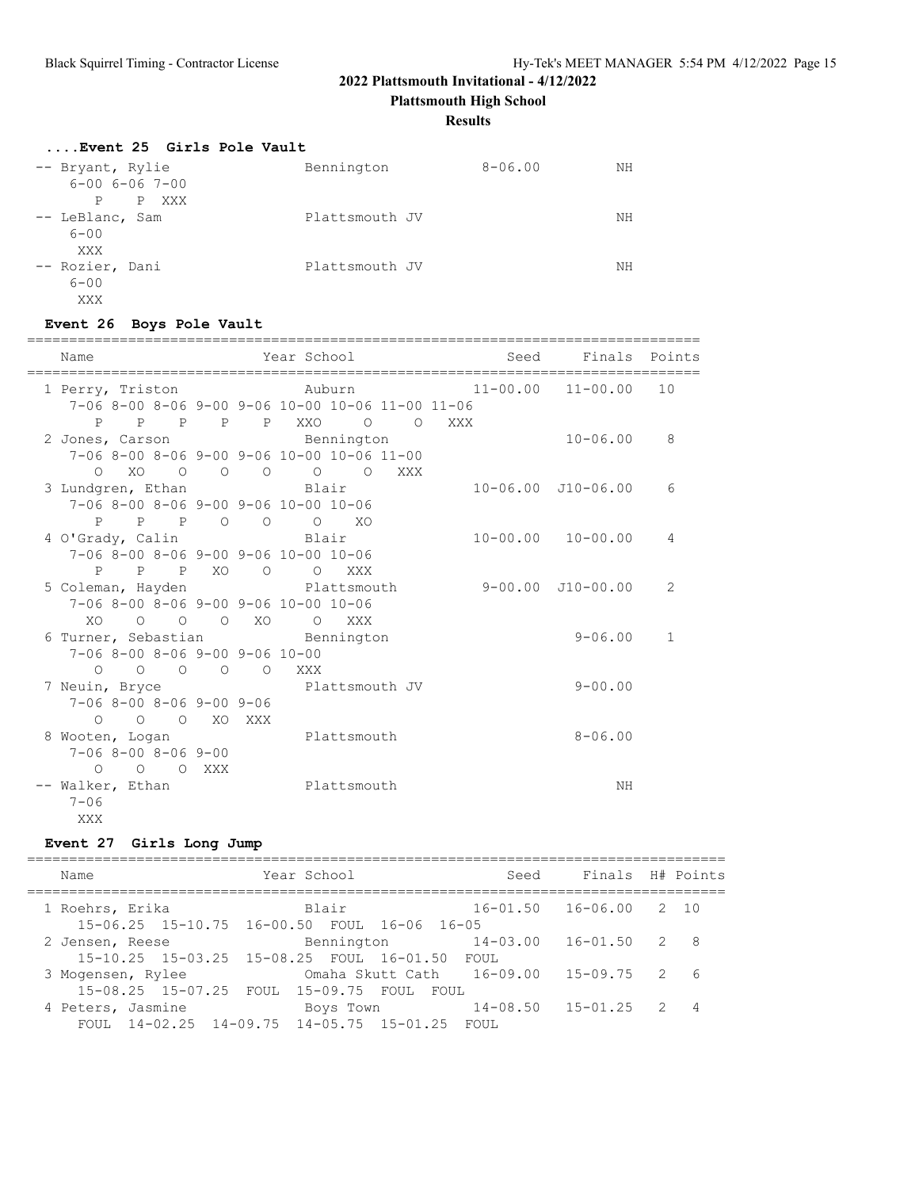**2022 Plattsmouth Invitational - 4/12/2022**

**Plattsmouth High School**

**Results**

### ....Event 25 Girls Pole Vault

```
 -- Bryant, Rylie                Bennington              8-06.00          NH
     6-00 6-06 7-00
       P    P  XXX
 -- LeBlanc, Sam                 Plattsmouth JV                           NH
     6-00
      XXX
 -- Rozier, Dani                 Plattsmouth JV                           NH
     6-00
      XXX
```

### Event 26 Boys Pole Vault

```
================================================================================
    Name                    Year School                  Seed     Finals  Points
================================================================================
  1 Perry, Triston               Auburn               11-00.00   11-00.00   10
     7-06 8-00 8-06 9-00 9-06 10-00 10-06 11-00 11-06
       P    P    P    P    P   XXO     O     O   XXX
  2 Jones, Carson                Bennington                      10-06.00    8
     7-06 8-00 8-06 9-00 9-06 10-00 10-06 11-00
       O   XO    O    O    O     O     O   XXX
  3 Lundgren, Ethan              Blair                10-06.00  J10-06.00    6
     7-06 8-00 8-06 9-00 9-06 10-00 10-06
       P    P    P    O    O     O    XO
  4 O'Grady, Calin               Blair                10-00.00   10-00.00    4
     7-06 8-00 8-06 9-00 9-06 10-00 10-06
       P    P    P   XO    O     O   XXX
  5 Coleman, Hayden              Plattsmouth           9-00.00  J10-00.00    2
     7-06 8-00 8-06 9-00 9-06 10-00 10-06
      XO    O    O    O   XO     O   XXX
  6 Turner, Sebastian            Bennington                       9-06.00    1
     7-06 8-00 8-06 9-00 9-06 10-00
       O    O    O    O    O   XXX
  7 Neuin, Bryce                 Plattsmouth JV                   9-00.00
     7-06 8-00 8-06 9-00 9-06
       O    O    O   XO  XXX
  8 Wooten, Logan                Plattsmouth                      8-06.00
     7-06 8-00 8-06 9-00
       O    O    O  XXX
 -- Walker, Ethan                Plattsmouth                           NH
     7-06
      XXX
```

### Event 27 Girls Long Jump

```
===================================================================================
    Name                    Year School                  Seed     Finals  H# Points
===================================================================================
  1 Roehrs, Erika                Blair                16-01.50   16-06.00   2  10
     15-06.25  15-10.75  16-00.50  FOUL  16-06  16-05
  2 Jensen, Reese                Bennington           14-03.00   16-01.50   2   8
     15-10.25  15-03.25  15-08.25  FOUL  16-01.50  FOUL
  3 Mogensen, Rylee              Omaha Skutt Cath     16-09.00   15-09.75   2   6
     15-08.25  15-07.25  FOUL  15-09.75  FOUL  FOUL
  4 Peters, Jasmine              Boys Town            14-08.50   15-01.25   2   4
     FOUL  14-02.25  14-09.75  14-05.75  15-01.25  FOUL
```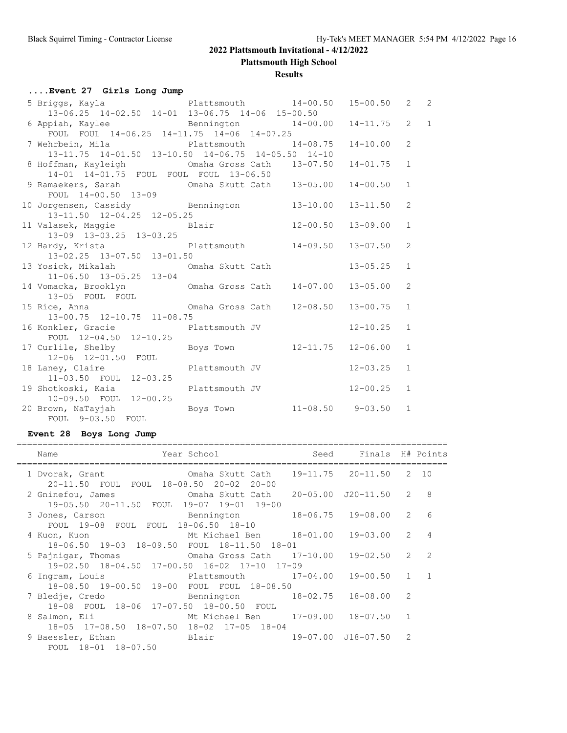## 2022 Plattsmouth Invitational - 4/12/2022

**Plattsmouth High School**

**Results**

### ....Event 27 Girls Long Jump

| Name | Year School | Seed | Finals | H# | Points |
|---|---|---|---|---|---|
| 5 Briggs, Kayla | Plattsmouth | 14-00.50 | 15-00.50 | 2 | 2 |
| 13-06.25 14-02.50 14-01 13-06.75 14-06 15-00.50 | | | | | |
| 6 Appiah, Kaylee | Bennington | 14-00.00 | 14-11.75 | 2 | 1 |
| FOUL FOUL 14-06.25 14-11.75 14-06 14-07.25 | | | | | |
| 7 Wehrbein, Mila | Plattsmouth | 14-08.75 | 14-10.00 | 2 | |
| 13-11.75 14-01.50 13-10.50 14-06.75 14-05.50 14-10 | | | | | |
| 8 Hoffman, Kayleigh | Omaha Gross Cath | 13-07.50 | 14-01.75 | 1 | |
| 14-01 14-01.75 FOUL FOUL FOUL 13-06.50 | | | | | |
| 9 Ramaekers, Sarah | Omaha Skutt Cath | 13-05.00 | 14-00.50 | 1 | |
| FOUL 14-00.50 13-09 | | | | | |
| 10 Jorgensen, Cassidy | Bennington | 13-10.00 | 13-11.50 | 2 | |
| 13-11.50 12-04.25 12-05.25 | | | | | |
| 11 Valasek, Maggie | Blair | 12-00.50 | 13-09.00 | 1 | |
| 13-09 13-03.25 13-03.25 | | | | | |
| 12 Hardy, Krista | Plattsmouth | 14-09.50 | 13-07.50 | 2 | |
| 13-02.25 13-07.50 13-01.50 | | | | | |
| 13 Yosick, Mikalah | Omaha Skutt Cath | | 13-05.25 | 1 | |
| 11-06.50 13-05.25 13-04 | | | | | |
| 14 Vomacka, Brooklyn | Omaha Gross Cath | 14-07.00 | 13-05.00 | 2 | |
| 13-05 FOUL FOUL | | | | | |
| 15 Rice, Anna | Omaha Gross Cath | 12-08.50 | 13-00.75 | 1 | |
| 13-00.75 12-10.75 11-08.75 | | | | | |
| 16 Konkler, Gracie | Plattsmouth JV | | 12-10.25 | 1 | |
| FOUL 12-04.50 12-10.25 | | | | | |
| 17 Curlile, Shelby | Boys Town | 12-11.75 | 12-06.00 | 1 | |
| 12-06 12-01.50 FOUL | | | | | |
| 18 Laney, Claire | Plattsmouth JV | | 12-03.25 | 1 | |
| 11-03.50 FOUL 12-03.25 | | | | | |
| 19 Shotkoski, Kaia | Plattsmouth JV | | 12-00.25 | 1 | |
| 10-09.50 FOUL 12-00.25 | | | | | |
| 20 Brown, NaTayjah | Boys Town | 11-08.50 | 9-03.50 | 1 | |
| FOUL 9-03.50 FOUL | | | | | |

### Event 28 Boys Long Jump

| Name | Year School | Seed | Finals | H# | Points |
|---|---|---|---|---|---|
| 1 Dvorak, Grant | Omaha Skutt Cath | 19-11.75 | 20-11.50 | 2 | 10 |
| 20-11.50 FOUL FOUL 18-08.50 20-02 20-00 | | | | | |
| 2 Gninefou, James | Omaha Skutt Cath | 20-05.00 | J20-11.50 | 2 | 8 |
| 19-05.50 20-11.50 FOUL 19-07 19-01 19-00 | | | | | |
| 3 Jones, Carson | Bennington | 18-06.75 | 19-08.00 | 2 | 6 |
| FOUL 19-08 FOUL FOUL 18-06.50 18-10 | | | | | |
| 4 Kuon, Kuon | Mt Michael Ben | 18-01.00 | 19-03.00 | 2 | 4 |
| 18-06.50 19-03 18-09.50 FOUL 18-11.50 18-01 | | | | | |
| 5 Pajnigar, Thomas | Omaha Gross Cath | 17-10.00 | 19-02.50 | 2 | 2 |
| 19-02.50 18-04.50 17-00.50 16-02 17-10 17-09 | | | | | |
| 6 Ingram, Louis | Plattsmouth | 17-04.00 | 19-00.50 | 1 | 1 |
| 18-08.50 19-00.50 19-00 FOUL FOUL 18-08.50 | | | | | |
| 7 Bledje, Credo | Bennington | 18-02.75 | 18-08.00 | 2 | |
| 18-08 FOUL 18-06 17-07.50 18-00.50 FOUL | | | | | |
| 8 Salmon, Eli | Mt Michael Ben | 17-09.00 | 18-07.50 | 1 | |
| 18-05 17-08.50 18-07.50 18-02 17-05 18-04 | | | | | |
| 9 Baessler, Ethan | Blair | 19-07.00 | J18-07.50 | 2 | |
| FOUL 18-01 18-07.50 | | | | | |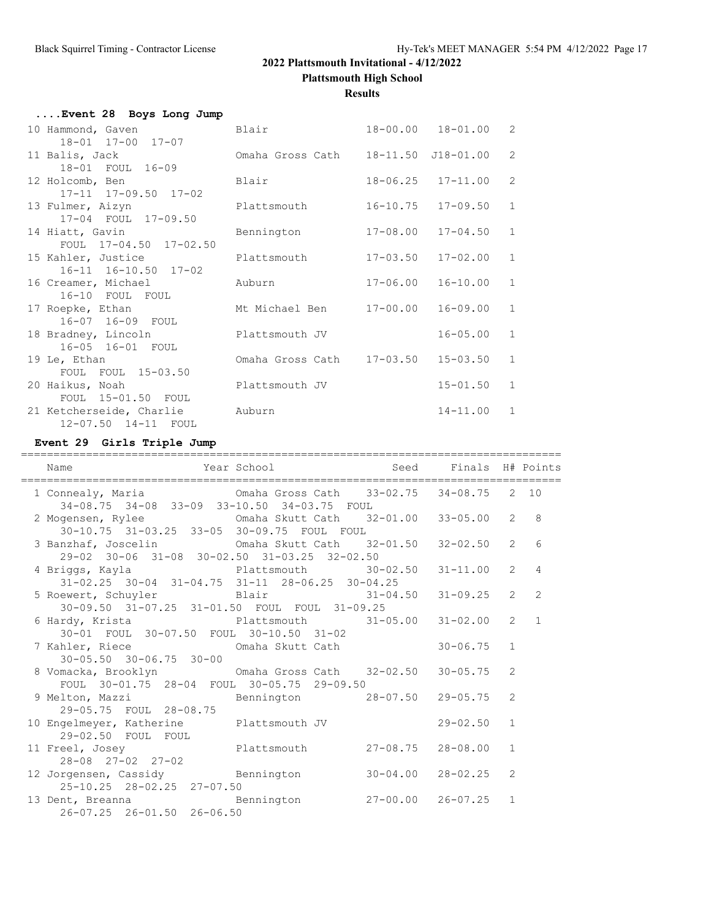**2022 Plattsmouth Invitational - 4/12/2022**

**Plattsmouth High School**

**Results**

### ....Event 28 Boys Long Jump

| Place | Name | School | Seed | Finals | H# |
|---|---|---|---|---|---|
| 10 | Hammond, Gaven | Blair | 18-00.00 | 18-01.00 | 2 |
| | 18-01 17-00 17-07 | | | | |
| 11 | Balis, Jack | Omaha Gross Cath | 18-11.50 | J18-01.00 | 2 |
| | 18-01 FOUL 16-09 | | | | |
| 12 | Holcomb, Ben | Blair | 18-06.25 | 17-11.00 | 2 |
| | 17-11 17-09.50 17-02 | | | | |
| 13 | Fulmer, Aizyn | Plattsmouth | 16-10.75 | 17-09.50 | 1 |
| | 17-04 FOUL 17-09.50 | | | | |
| 14 | Hiatt, Gavin | Bennington | 17-08.00 | 17-04.50 | 1 |
| | FOUL 17-04.50 17-02.50 | | | | |
| 15 | Kahler, Justice | Plattsmouth | 17-03.50 | 17-02.00 | 1 |
| | 16-11 16-10.50 17-02 | | | | |
| 16 | Creamer, Michael | Auburn | 17-06.00 | 16-10.00 | 1 |
| | 16-10 FOUL FOUL | | | | |
| 17 | Roepke, Ethan | Mt Michael Ben | 17-00.00 | 16-09.00 | 1 |
| | 16-07 16-09 FOUL | | | | |
| 18 | Bradney, Lincoln | Plattsmouth JV | | 16-05.00 | 1 |
| | 16-05 16-01 FOUL | | | | |
| 19 | Le, Ethan | Omaha Gross Cath | 17-03.50 | 15-03.50 | 1 |
| | FOUL FOUL 15-03.50 | | | | |
| 20 | Haikus, Noah | Plattsmouth JV | | 15-01.50 | 1 |
| | FOUL 15-01.50 FOUL | | | | |
| 21 | Ketcherseide, Charlie | Auburn | | 14-11.00 | 1 |
| | 12-07.50 14-11 FOUL | | | | |

### Event 29 Girls Triple Jump

| Place | Name | Year | School | Seed | Finals | H# | Points |
|---|---|---|---|---|---|---|---|
| 1 | Connealy, Maria | | Omaha Gross Cath | 33-02.75 | 34-08.75 | 2 | 10 |
| | 34-08.75 34-08 33-09 33-10.50 34-03.75 FOUL | | | | | | |
| 2 | Mogensen, Rylee | | Omaha Skutt Cath | 32-01.00 | 33-05.00 | 2 | 8 |
| | 30-10.75 31-03.25 33-05 30-09.75 FOUL FOUL | | | | | | |
| 3 | Banzhaf, Joscelin | | Omaha Skutt Cath | 32-01.50 | 32-02.50 | 2 | 6 |
| | 29-02 30-06 31-08 30-02.50 31-03.25 32-02.50 | | | | | | |
| 4 | Briggs, Kayla | | Plattsmouth | 30-02.50 | 31-11.00 | 2 | 4 |
| | 31-02.25 30-04 31-04.75 31-11 28-06.25 30-04.25 | | | | | | |
| 5 | Roewert, Schuyler | | Blair | 31-04.50 | 31-09.25 | 2 | 2 |
| | 30-09.50 31-07.25 31-01.50 FOUL FOUL 31-09.25 | | | | | | |
| 6 | Hardy, Krista | | Plattsmouth | 31-05.00 | 31-02.00 | 2 | 1 |
| | 30-01 FOUL 30-07.50 FOUL 30-10.50 31-02 | | | | | | |
| 7 | Kahler, Riece | | Omaha Skutt Cath | | 30-06.75 | 1 | |
| | 30-05.50 30-06.75 30-00 | | | | | | |
| 8 | Vomacka, Brooklyn | | Omaha Gross Cath | 32-02.50 | 30-05.75 | 2 | |
| | FOUL 30-01.75 28-04 FOUL 30-05.75 29-09.50 | | | | | | |
| 9 | Melton, Mazzi | | Bennington | 28-07.50 | 29-05.75 | 2 | |
| | 29-05.75 FOUL 28-08.75 | | | | | | |
| 10 | Engelmeyer, Katherine | | Plattsmouth JV | | 29-02.50 | 1 | |
| | 29-02.50 FOUL FOUL | | | | | | |
| 11 | Freel, Josey | | Plattsmouth | 27-08.75 | 28-08.00 | 1 | |
| | 28-08 27-02 27-02 | | | | | | |
| 12 | Jorgensen, Cassidy | | Bennington | 30-04.00 | 28-02.25 | 2 | |
| | 25-10.25 28-02.25 27-07.50 | | | | | | |
| 13 | Dent, Breanna | | Bennington | 27-00.00 | 26-07.25 | 1 | |
| | 26-07.25 26-01.50 26-06.50 | | | | | | |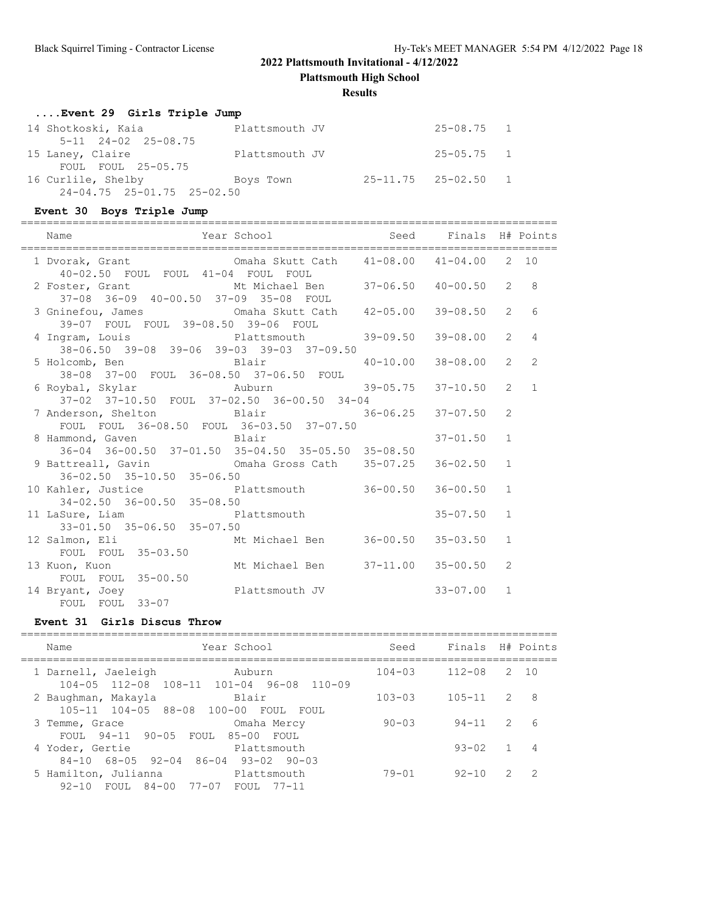**2022 Plattsmouth Invitational - 4/12/2022**

**Plattsmouth High School**

**Results**

### ....Event 29 Girls Triple Jump

| Name | Year School | Seed | Finals | H# | Points |
|---|---|---|---|---|---|
| 14 Shotkoski, Kaia | Plattsmouth JV | | 25-08.75 | 1 | |
| 5-11 24-02 25-08.75 | | | | | |
| 15 Laney, Claire | Plattsmouth JV | | 25-05.75 | 1 | |
| FOUL FOUL 25-05.75 | | | | | |
| 16 Curlile, Shelby | Boys Town | 25-11.75 | 25-02.50 | 1 | |
| 24-04.75 25-01.75 25-02.50 | | | | | |

### Event 30 Boys Triple Jump

| Name | Year School | Seed | Finals | H# | Points |
|---|---|---|---|---|---|
| 1 Dvorak, Grant | Omaha Skutt Cath | 41-08.00 | 41-04.00 | 2 | 10 |
| 40-02.50 FOUL FOUL 41-04 FOUL FOUL | | | | | |
| 2 Foster, Grant | Mt Michael Ben | 37-06.50 | 40-00.50 | 2 | 8 |
| 37-08 36-09 40-00.50 37-09 35-08 FOUL | | | | | |
| 3 Gninefou, James | Omaha Skutt Cath | 42-05.00 | 39-08.50 | 2 | 6 |
| 39-07 FOUL FOUL 39-08.50 39-06 FOUL | | | | | |
| 4 Ingram, Louis | Plattsmouth | 39-09.50 | 39-08.00 | 2 | 4 |
| 38-06.50 39-08 39-06 39-03 39-03 37-09.50 | | | | | |
| 5 Holcomb, Ben | Blair | 40-10.00 | 38-08.00 | 2 | 2 |
| 38-08 37-00 FOUL 36-08.50 37-06.50 FOUL | | | | | |
| 6 Roybal, Skylar | Auburn | 39-05.75 | 37-10.50 | 2 | 1 |
| 37-02 37-10.50 FOUL 37-02.50 36-00.50 34-04 | | | | | |
| 7 Anderson, Shelton | Blair | 36-06.25 | 37-07.50 | 2 | |
| FOUL FOUL 36-08.50 FOUL 36-03.50 37-07.50 | | | | | |
| 8 Hammond, Gaven | Blair | | 37-01.50 | 1 | |
| 36-04 36-00.50 37-01.50 35-04.50 35-05.50 35-08.50 | | | | | |
| 9 Battreall, Gavin | Omaha Gross Cath | 35-07.25 | 36-02.50 | 1 | |
| 36-02.50 35-10.50 35-06.50 | | | | | |
| 10 Kahler, Justice | Plattsmouth | 36-00.50 | 36-00.50 | 1 | |
| 34-02.50 36-00.50 35-08.50 | | | | | |
| 11 LaSure, Liam | Plattsmouth | | 35-07.50 | 1 | |
| 33-01.50 35-06.50 35-07.50 | | | | | |
| 12 Salmon, Eli | Mt Michael Ben | 36-00.50 | 35-03.50 | 1 | |
| FOUL FOUL 35-03.50 | | | | | |
| 13 Kuon, Kuon | Mt Michael Ben | 37-11.00 | 35-00.50 | 2 | |
| FOUL FOUL 35-00.50 | | | | | |
| 14 Bryant, Joey | Plattsmouth JV | | 33-07.00 | 1 | |
| FOUL FOUL 33-07 | | | | | |

### Event 31 Girls Discus Throw

| Name | Year School | Seed | Finals | H# | Points |
|---|---|---|---|---|---|
| 1 Darnell, Jaeleigh | Auburn | 104-03 | 112-08 | 2 | 10 |
| 104-05 112-08 108-11 101-04 96-08 110-09 | | | | | |
| 2 Baughman, Makayla | Blair | 103-03 | 105-11 | 2 | 8 |
| 105-11 104-05 88-08 100-00 FOUL FOUL | | | | | |
| 3 Temme, Grace | Omaha Mercy | 90-03 | 94-11 | 2 | 6 |
| FOUL 94-11 90-05 FOUL 85-00 FOUL | | | | | |
| 4 Yoder, Gertie | Plattsmouth | | 93-02 | 1 | 4 |
| 84-10 68-05 92-04 86-04 93-02 90-03 | | | | | |
| 5 Hamilton, Julianna | Plattsmouth | 79-01 | 92-10 | 2 | 2 |
| 92-10 FOUL 84-00 77-07 FOUL 77-11 | | | | | |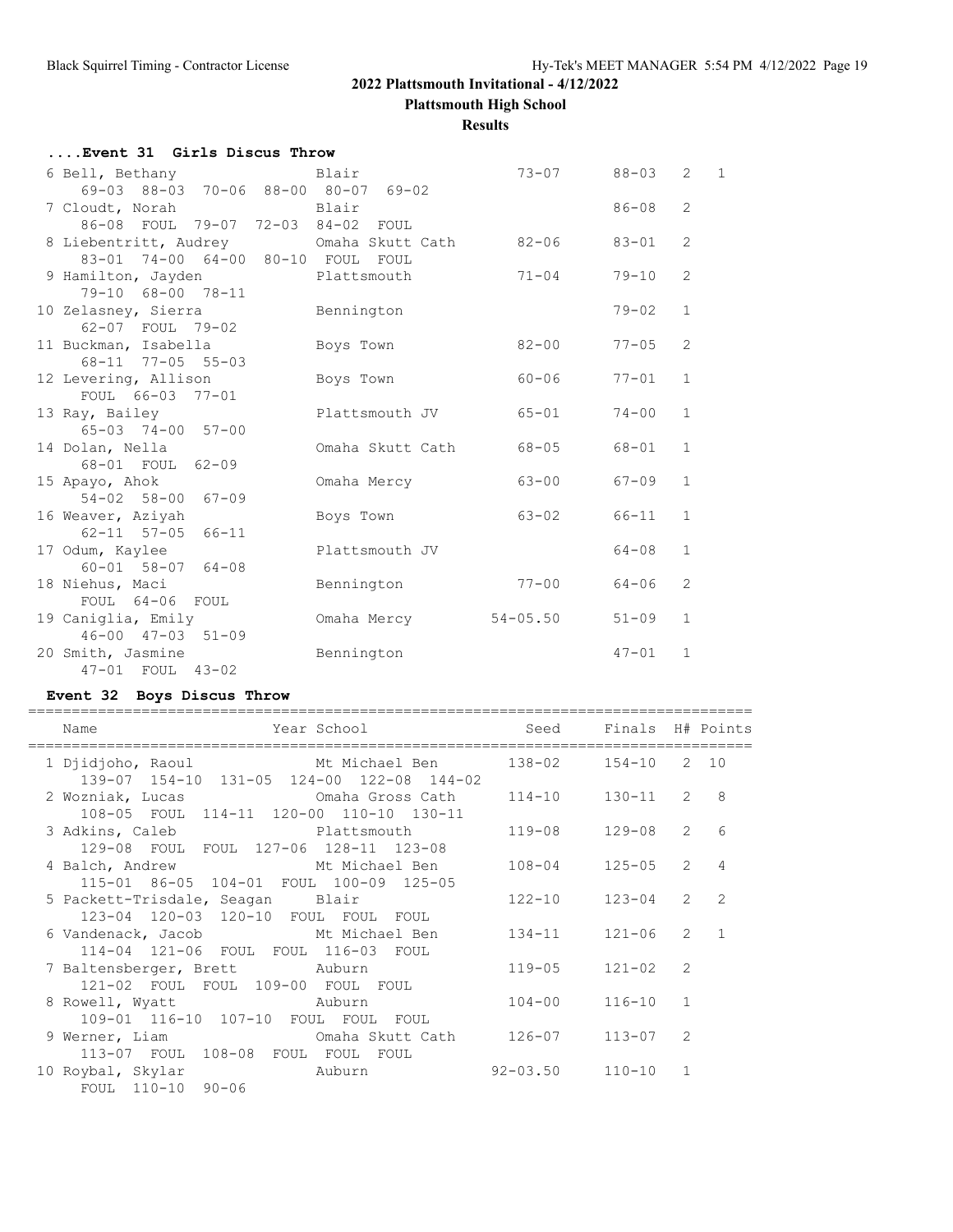## 2022 Plattsmouth Invitational - 4/12/2022

**Plattsmouth High School**

**Results**

### ....Event 31 Girls Discus Throw

| Place | Name | School | Seed | Finals | H# | Points |
|---|---|---|---|---|---|---|
| 6 | Bell, Bethany | Blair | 73-07 | 88-03 | 2 | 1 |
| | 69-03 88-03 70-06 88-00 80-07 69-02 | | | | | |
| 7 | Cloudt, Norah | Blair | | 86-08 | 2 | |
| | 86-08 FOUL 79-07 72-03 84-02 FOUL | | | | | |
| 8 | Liebentritt, Audrey | Omaha Skutt Cath | 82-06 | 83-01 | 2 | |
| | 83-01 74-00 64-00 80-10 FOUL FOUL | | | | | |
| 9 | Hamilton, Jayden | Plattsmouth | 71-04 | 79-10 | 2 | |
| | 79-10 68-00 78-11 | | | | | |
| 10 | Zelasney, Sierra | Bennington | | 79-02 | 1 | |
| | 62-07 FOUL 79-02 | | | | | |
| 11 | Buckman, Isabella | Boys Town | 82-00 | 77-05 | 2 | |
| | 68-11 77-05 55-03 | | | | | |
| 12 | Levering, Allison | Boys Town | 60-06 | 77-01 | 1 | |
| | FOUL 66-03 77-01 | | | | | |
| 13 | Ray, Bailey | Plattsmouth JV | 65-01 | 74-00 | 1 | |
| | 65-03 74-00 57-00 | | | | | |
| 14 | Dolan, Nella | Omaha Skutt Cath | 68-05 | 68-01 | 1 | |
| | 68-01 FOUL 62-09 | | | | | |
| 15 | Apayo, Ahok | Omaha Mercy | 63-00 | 67-09 | 1 | |
| | 54-02 58-00 67-09 | | | | | |
| 16 | Weaver, Aziyah | Boys Town | 63-02 | 66-11 | 1 | |
| | 62-11 57-05 66-11 | | | | | |
| 17 | Odum, Kaylee | Plattsmouth JV | | 64-08 | 1 | |
| | 60-01 58-07 64-08 | | | | | |
| 18 | Niehus, Maci | Bennington | 77-00 | 64-06 | 2 | |
| | FOUL 64-06 FOUL | | | | | |
| 19 | Caniglia, Emily | Omaha Mercy | 54-05.50 | 51-09 | 1 | |
| | 46-00 47-03 51-09 | | | | | |
| 20 | Smith, Jasmine | Bennington | | 47-01 | 1 | |
| | 47-01 FOUL 43-02 | | | | | |

### Event 32 Boys Discus Throw

| Place | Name | Year School | Seed | Finals | H# | Points |
|---|---|---|---|---|---|---|
| 1 | Djidjoho, Raoul | Mt Michael Ben | 138-02 | 154-10 | 2 | 10 |
| | 139-07 154-10 131-05 124-00 122-08 144-02 | | | | | |
| 2 | Wozniak, Lucas | Omaha Gross Cath | 114-10 | 130-11 | 2 | 8 |
| | 108-05 FOUL 114-11 120-00 110-10 130-11 | | | | | |
| 3 | Adkins, Caleb | Plattsmouth | 119-08 | 129-08 | 2 | 6 |
| | 129-08 FOUL FOUL 127-06 128-11 123-08 | | | | | |
| 4 | Balch, Andrew | Mt Michael Ben | 108-04 | 125-05 | 2 | 4 |
| | 115-01 86-05 104-01 FOUL 100-09 125-05 | | | | | |
| 5 | Packett-Trisdale, Seagan | Blair | 122-10 | 123-04 | 2 | 2 |
| | 123-04 120-03 120-10 FOUL FOUL FOUL | | | | | |
| 6 | Vandenack, Jacob | Mt Michael Ben | 134-11 | 121-06 | 2 | 1 |
| | 114-04 121-06 FOUL FOUL 116-03 FOUL | | | | | |
| 7 | Baltensberger, Brett | Auburn | 119-05 | 121-02 | 2 | |
| | 121-02 FOUL FOUL 109-00 FOUL FOUL | | | | | |
| 8 | Rowell, Wyatt | Auburn | 104-00 | 116-10 | 1 | |
| | 109-01 116-10 107-10 FOUL FOUL FOUL | | | | | |
| 9 | Werner, Liam | Omaha Skutt Cath | 126-07 | 113-07 | 2 | |
| | 113-07 FOUL 108-08 FOUL FOUL FOUL | | | | | |
| 10 | Roybal, Skylar | Auburn | 92-03.50 | 110-10 | 1 | |
| | FOUL 110-10 90-06 | | | | | |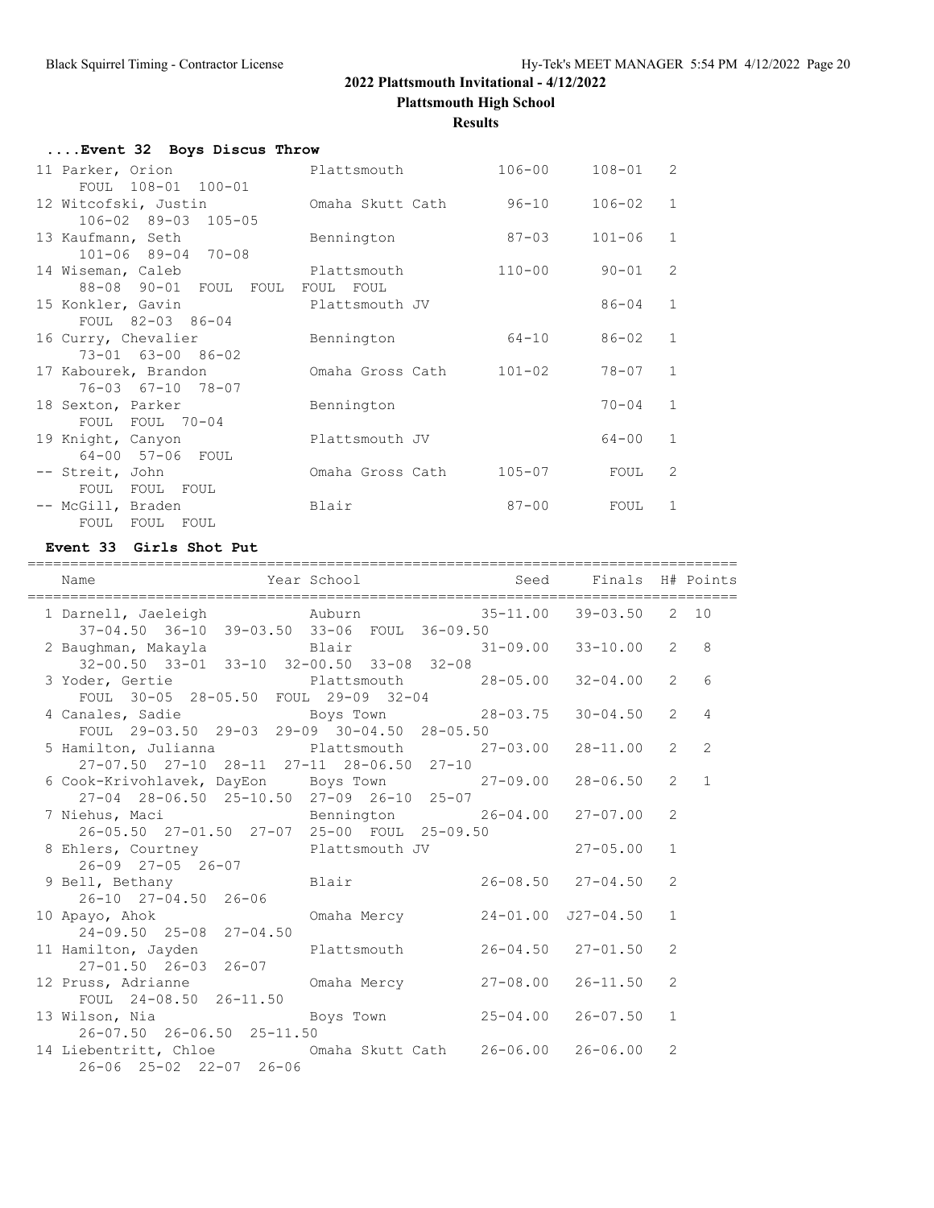## 2022 Plattsmouth Invitational - 4/12/2022

**Plattsmouth High School**

**Results**

### ....Event 32 Boys Discus Throw

| Place | Name | School | Seed | Finals | H# |
|---|---|---|---|---|---|
| 11 | Parker, Orion | Plattsmouth | 106-00 | 108-01 | 2 |
| | FOUL 108-01 100-01 | | | | |
| 12 | Witcofski, Justin | Omaha Skutt Cath | 96-10 | 106-02 | 1 |
| | 106-02 89-03 105-05 | | | | |
| 13 | Kaufmann, Seth | Bennington | 87-03 | 101-06 | 1 |
| | 101-06 89-04 70-08 | | | | |
| 14 | Wiseman, Caleb | Plattsmouth | 110-00 | 90-01 | 2 |
| | 88-08 90-01 FOUL FOUL FOUL FOUL | | | | |
| 15 | Konkler, Gavin | Plattsmouth JV | | 86-04 | 1 |
| | FOUL 82-03 86-04 | | | | |
| 16 | Curry, Chevalier | Bennington | 64-10 | 86-02 | 1 |
| | 73-01 63-00 86-02 | | | | |
| 17 | Kabourek, Brandon | Omaha Gross Cath | 101-02 | 78-07 | 1 |
| | 76-03 67-10 78-07 | | | | |
| 18 | Sexton, Parker | Bennington | | 70-04 | 1 |
| | FOUL FOUL 70-04 | | | | |
| 19 | Knight, Canyon | Plattsmouth JV | | 64-00 | 1 |
| | 64-00 57-06 FOUL | | | | |
| -- | Streit, John | Omaha Gross Cath | 105-07 | FOUL | 2 |
| | FOUL FOUL FOUL | | | | |
| -- | McGill, Braden | Blair | 87-00 | FOUL | 1 |
| | FOUL FOUL FOUL | | | | |

### Event 33 Girls Shot Put

| Place | Name | Year | School | Seed | Finals | H# | Points |
|---|---|---|---|---|---|---|---|
| 1 | Darnell, Jaeleigh | | Auburn | 35-11.00 | 39-03.50 | 2 | 10 |
| | 37-04.50 36-10 39-03.50 33-06 FOUL 36-09.50 | | | | | | |
| 2 | Baughman, Makayla | | Blair | 31-09.00 | 33-10.00 | 2 | 8 |
| | 32-00.50 33-01 33-10 32-00.50 33-08 32-08 | | | | | | |
| 3 | Yoder, Gertie | | Plattsmouth | 28-05.00 | 32-04.00 | 2 | 6 |
| | FOUL 30-05 28-05.50 FOUL 29-09 32-04 | | | | | | |
| 4 | Canales, Sadie | | Boys Town | 28-03.75 | 30-04.50 | 2 | 4 |
| | FOUL 29-03.50 29-03 29-09 30-04.50 28-05.50 | | | | | | |
| 5 | Hamilton, Julianna | | Plattsmouth | 27-03.00 | 28-11.00 | 2 | 2 |
| | 27-07.50 27-10 28-11 27-11 28-06.50 27-10 | | | | | | |
| 6 | Cook-Krivohlavek, DayEon | | Boys Town | 27-09.00 | 28-06.50 | 2 | 1 |
| | 27-04 28-06.50 25-10.50 27-09 26-10 25-07 | | | | | | |
| 7 | Niehus, Maci | | Bennington | 26-04.00 | 27-07.00 | 2 | |
| | 26-05.50 27-01.50 27-07 25-00 FOUL 25-09.50 | | | | | | |
| 8 | Ehlers, Courtney | | Plattsmouth JV | | 27-05.00 | 1 | |
| | 26-09 27-05 26-07 | | | | | | |
| 9 | Bell, Bethany | | Blair | 26-08.50 | 27-04.50 | 2 | |
| | 26-10 27-04.50 26-06 | | | | | | |
| 10 | Apayo, Ahok | | Omaha Mercy | 24-01.00 | J27-04.50 | 1 | |
| | 24-09.50 25-08 27-04.50 | | | | | | |
| 11 | Hamilton, Jayden | | Plattsmouth | 26-04.50 | 27-01.50 | 2 | |
| | 27-01.50 26-03 26-07 | | | | | | |
| 12 | Pruss, Adrianne | | Omaha Mercy | 27-08.00 | 26-11.50 | 2 | |
| | FOUL 24-08.50 26-11.50 | | | | | | |
| 13 | Wilson, Nia | | Boys Town | 25-04.00 | 26-07.50 | 1 | |
| | 26-07.50 26-06.50 25-11.50 | | | | | | |
| 14 | Liebentritt, Chloe | | Omaha Skutt Cath | 26-06.00 | 26-06.00 | 2 | |
| | 26-06 25-02 22-07 26-06 | | | | | | |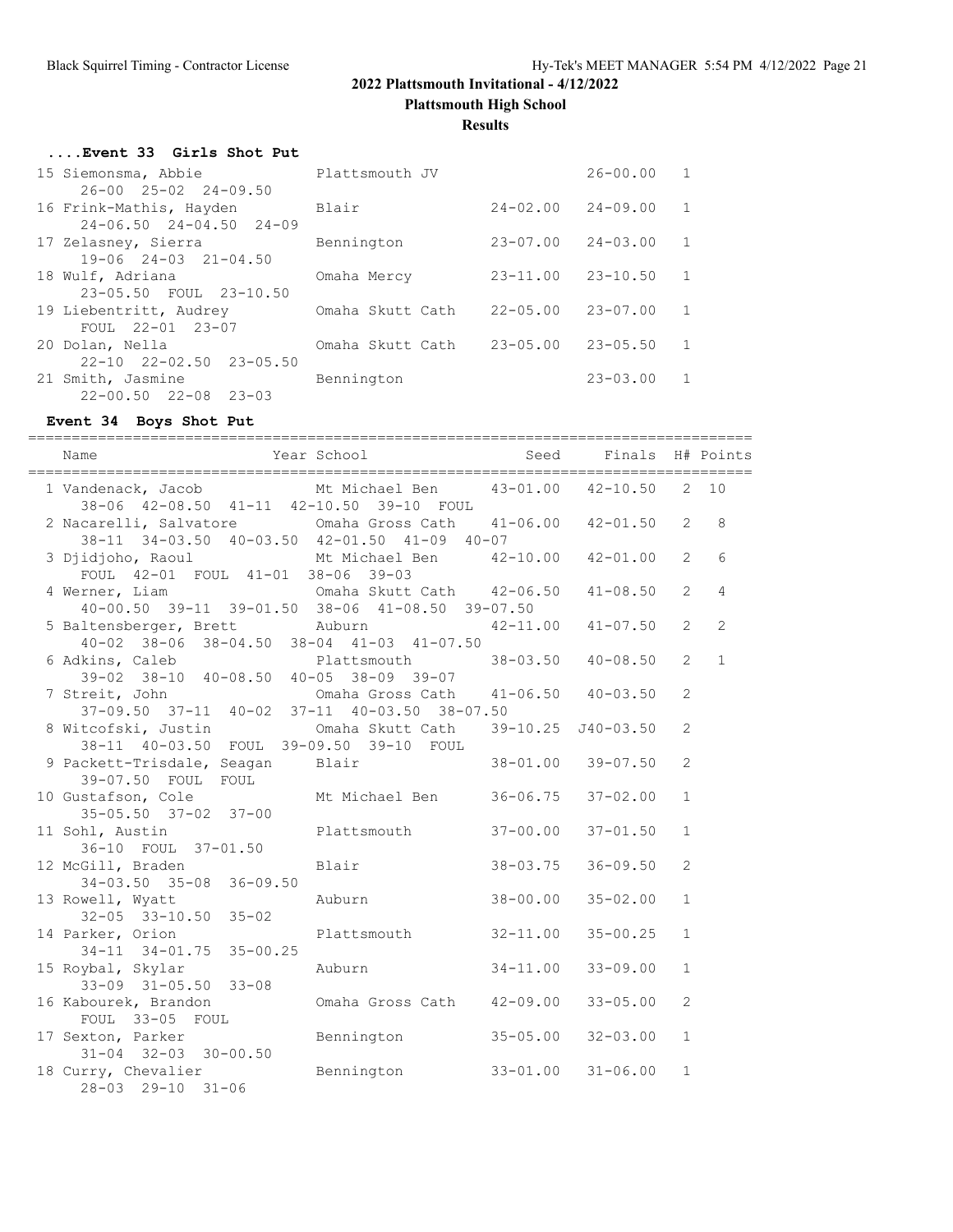## 2022 Plattsmouth Invitational - 4/12/2022

**Plattsmouth High School**

**Results**

### ....Event 33 Girls Shot Put

| Place | Name | School | Seed | Finals | H# |
|---|---|---|---|---|---|
| 15 | Siemonsma, Abbie | Plattsmouth JV | | 26-00.00 | 1 |
| | 26-00 25-02 24-09.50 | | | | |
| 16 | Frink-Mathis, Hayden | Blair | 24-02.00 | 24-09.00 | 1 |
| | 24-06.50 24-04.50 24-09 | | | | |
| 17 | Zelasney, Sierra | Bennington | 23-07.00 | 24-03.00 | 1 |
| | 19-06 24-03 21-04.50 | | | | |
| 18 | Wulf, Adriana | Omaha Mercy | 23-11.00 | 23-10.50 | 1 |
| | 23-05.50 FOUL 23-10.50 | | | | |
| 19 | Liebentritt, Audrey | Omaha Skutt Cath | 22-05.00 | 23-07.00 | 1 |
| | FOUL 22-01 23-07 | | | | |
| 20 | Dolan, Nella | Omaha Skutt Cath | 23-05.00 | 23-05.50 | 1 |
| | 22-10 22-02.50 23-05.50 | | | | |
| 21 | Smith, Jasmine | Bennington | | 23-03.00 | 1 |
| | 22-00.50 22-08 23-03 | | | | |

### Event 34 Boys Shot Put

| Place | Name | Year | School | Seed | Finals | H# | Points |
|---|---|---|---|---|---|---|---|
| 1 | Vandenack, Jacob | | Mt Michael Ben | 43-01.00 | 42-10.50 | 2 | 10 |
| | 38-06 42-08.50 41-11 42-10.50 39-10 FOUL | | | | | | |
| 2 | Nacarelli, Salvatore | | Omaha Gross Cath | 41-06.00 | 42-01.50 | 2 | 8 |
| | 38-11 34-03.50 40-03.50 42-01.50 41-09 40-07 | | | | | | |
| 3 | Djidjoho, Raoul | | Mt Michael Ben | 42-10.00 | 42-01.00 | 2 | 6 |
| | FOUL 42-01 FOUL 41-01 38-06 39-03 | | | | | | |
| 4 | Werner, Liam | | Omaha Skutt Cath | 42-06.50 | 41-08.50 | 2 | 4 |
| | 40-00.50 39-11 39-01.50 38-06 41-08.50 39-07.50 | | | | | | |
| 5 | Baltensberger, Brett | | Auburn | 42-11.00 | 41-07.50 | 2 | 2 |
| | 40-02 38-06 38-04.50 38-04 41-03 41-07.50 | | | | | | |
| 6 | Adkins, Caleb | | Plattsmouth | 38-03.50 | 40-08.50 | 2 | 1 |
| | 39-02 38-10 40-08.50 40-05 38-09 39-07 | | | | | | |
| 7 | Streit, John | | Omaha Gross Cath | 41-06.50 | 40-03.50 | 2 | |
| | 37-09.50 37-11 40-02 37-11 40-03.50 38-07.50 | | | | | | |
| 8 | Witcofski, Justin | | Omaha Skutt Cath | 39-10.25 | J40-03.50 | 2 | |
| | 38-11 40-03.50 FOUL 39-09.50 39-10 FOUL | | | | | | |
| 9 | Packett-Trisdale, Seagan | | Blair | 38-01.00 | 39-07.50 | 2 | |
| | 39-07.50 FOUL FOUL | | | | | | |
| 10 | Gustafson, Cole | | Mt Michael Ben | 36-06.75 | 37-02.00 | 1 | |
| | 35-05.50 37-02 37-00 | | | | | | |
| 11 | Sohl, Austin | | Plattsmouth | 37-00.00 | 37-01.50 | 1 | |
| | 36-10 FOUL 37-01.50 | | | | | | |
| 12 | McGill, Braden | | Blair | 38-03.75 | 36-09.50 | 2 | |
| | 34-03.50 35-08 36-09.50 | | | | | | |
| 13 | Rowell, Wyatt | | Auburn | 38-00.00 | 35-02.00 | 1 | |
| | 32-05 33-10.50 35-02 | | | | | | |
| 14 | Parker, Orion | | Plattsmouth | 32-11.00 | 35-00.25 | 1 | |
| | 34-11 34-01.75 35-00.25 | | | | | | |
| 15 | Roybal, Skylar | | Auburn | 34-11.00 | 33-09.00 | 1 | |
| | 33-09 31-05.50 33-08 | | | | | | |
| 16 | Kabourek, Brandon | | Omaha Gross Cath | 42-09.00 | 33-05.00 | 2 | |
| | FOUL 33-05 FOUL | | | | | | |
| 17 | Sexton, Parker | | Bennington | 35-05.00 | 32-03.00 | 1 | |
| | 31-04 32-03 30-00.50 | | | | | | |
| 18 | Curry, Chevalier | | Bennington | 33-01.00 | 31-06.00 | 1 | |
| | 28-03 29-10 31-06 | | | | | | |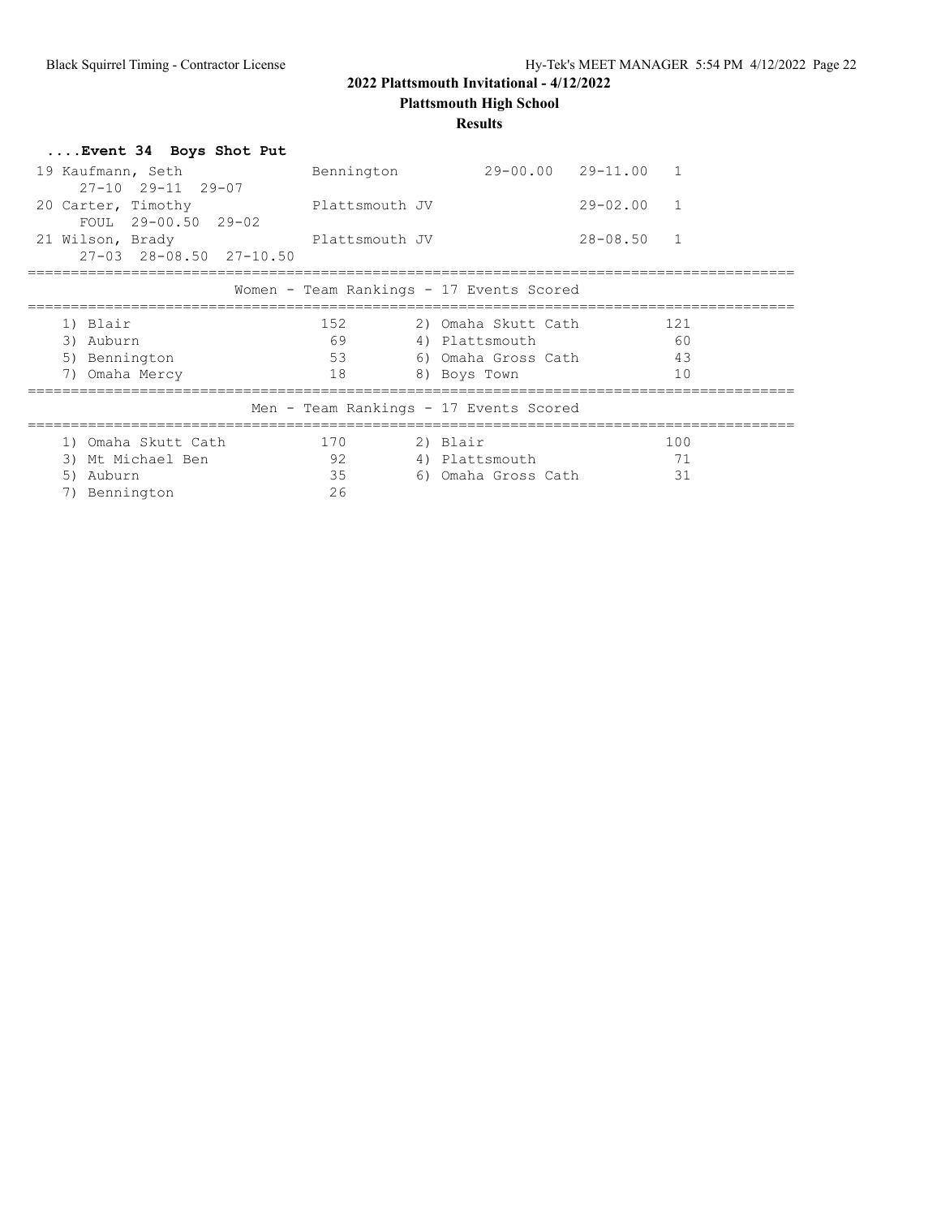**2022 Plattsmouth Invitational - 4/12/2022**

**Plattsmouth High School**

**Results**

### ....Event 34 Boys Shot Put

| | | | | | |
|---|---|---|---|---|---|
| 19 | Kaufmann, Seth | Bennington | 29-00.00 | 29-11.00 | 1 |
| | 27-10 29-11 29-07 | | | | |
| 20 | Carter, Timothy | Plattsmouth JV | | 29-02.00 | 1 |
| | FOUL 29-00.50 29-02 | | | | |
| 21 | Wilson, Brady | Plattsmouth JV | | 28-08.50 | 1 |
| | 27-03 28-08.50 27-10.50 | | | | |

### Women - Team Rankings - 17 Events Scored

| | | | |
|---|---|---|---|
| 1) Blair | 152 | 2) Omaha Skutt Cath | 121 |
| 3) Auburn | 69 | 4) Plattsmouth | 60 |
| 5) Bennington | 53 | 6) Omaha Gross Cath | 43 |
| 7) Omaha Mercy | 18 | 8) Boys Town | 10 |

### Men - Team Rankings - 17 Events Scored

| | | | |
|---|---|---|---|
| 1) Omaha Skutt Cath | 170 | 2) Blair | 100 |
| 3) Mt Michael Ben | 92 | 4) Plattsmouth | 71 |
| 5) Auburn | 35 | 6) Omaha Gross Cath | 31 |
| 7) Bennington | 26 | | |